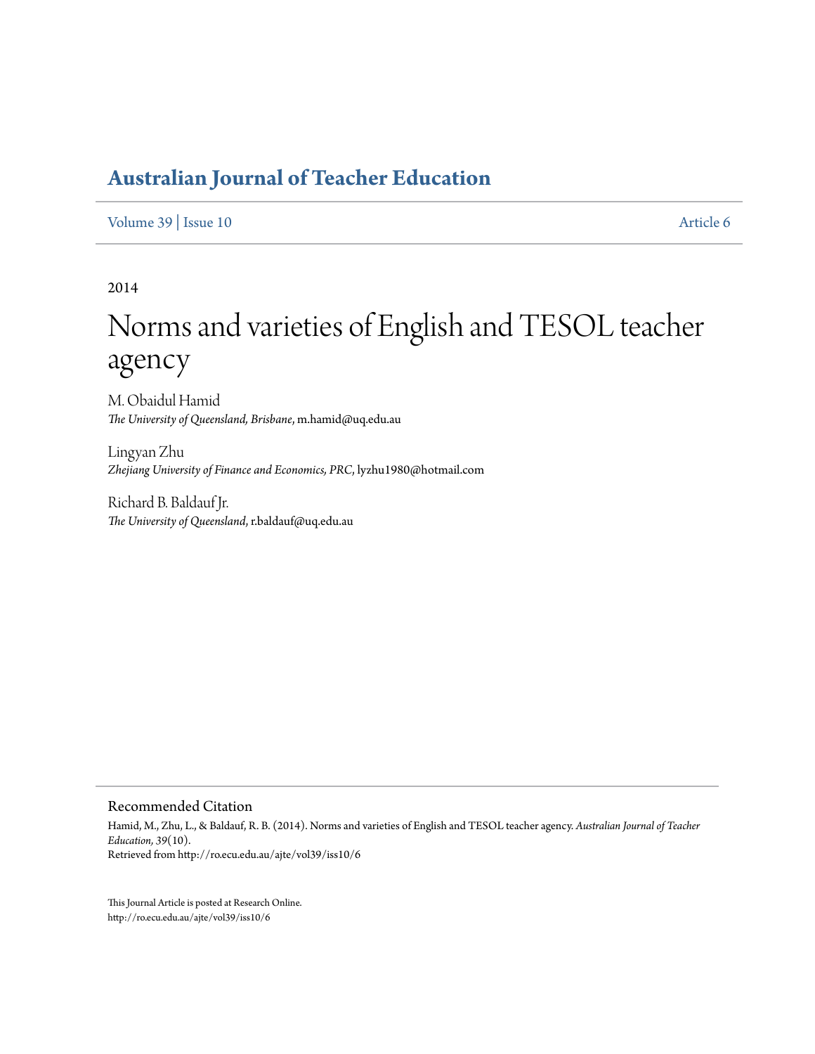# Australian Journal of Teacher Education

Volume 39 | Issue 10 Article 6

2014

# Norms and varieties of English and TESOL teacher agency

M. Obaidul Hamid
*The University of Queensland, Brisbane*, m.hamid@uq.edu.au

Lingyan Zhu
*Zhejiang University of Finance and Economics, PRC*, lyzhu1980@hotmail.com

Richard B. Baldauf Jr.
*The University of Queensland*, r.baldauf@uq.edu.au

## Recommended Citation

Hamid, M., Zhu, L., & Baldauf, R. B. (2014). Norms and varieties of English and TESOL teacher agency. *Australian Journal of Teacher Education, 39*(10).
Retrieved from http://ro.ecu.edu.au/ajte/vol39/iss10/6

This Journal Article is posted at Research Online.
http://ro.ecu.edu.au/ajte/vol39/iss10/6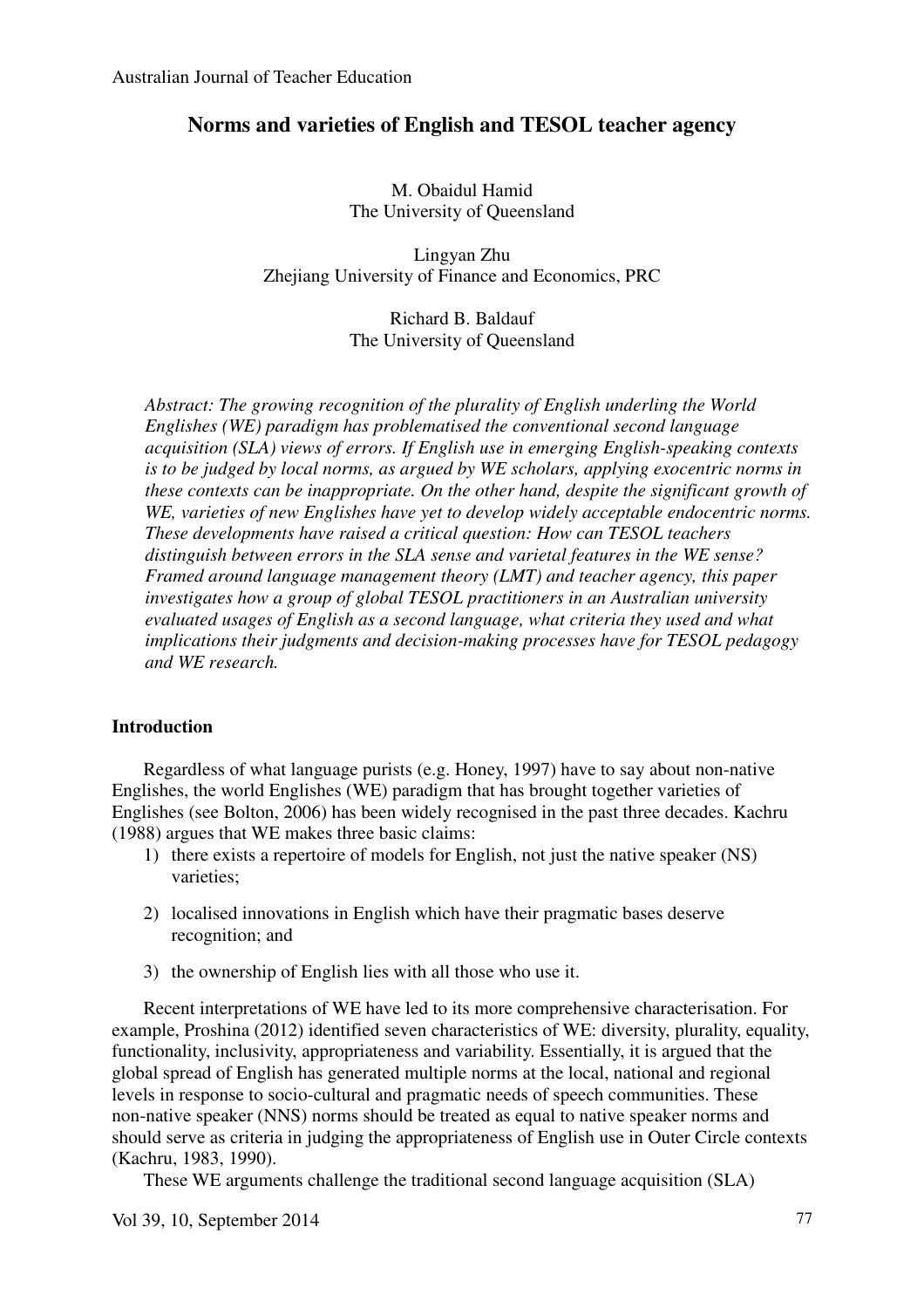# Norms and varieties of English and TESOL teacher agency

M. Obaidul Hamid
The University of Queensland

Lingyan Zhu
Zhejiang University of Finance and Economics, PRC

Richard B. Baldauf
The University of Queensland

*Abstract: The growing recognition of the plurality of English underling the World Englishes (WE) paradigm has problematised the conventional second language acquisition (SLA) views of errors. If English use in emerging English-speaking contexts is to be judged by local norms, as argued by WE scholars, applying exocentric norms in these contexts can be inappropriate. On the other hand, despite the significant growth of WE, varieties of new Englishes have yet to develop widely acceptable endocentric norms. These developments have raised a critical question: How can TESOL teachers distinguish between errors in the SLA sense and varietal features in the WE sense? Framed around language management theory (LMT) and teacher agency, this paper investigates how a group of global TESOL practitioners in an Australian university evaluated usages of English as a second language, what criteria they used and what implications their judgments and decision-making processes have for TESOL pedagogy and WE research.*

## Introduction

Regardless of what language purists (e.g. Honey, 1997) have to say about non-native Englishes, the world Englishes (WE) paradigm that has brought together varieties of Englishes (see Bolton, 2006) has been widely recognised in the past three decades. Kachru (1988) argues that WE makes three basic claims:

1) there exists a repertoire of models for English, not just the native speaker (NS) varieties;
2) localised innovations in English which have their pragmatic bases deserve recognition; and
3) the ownership of English lies with all those who use it.

Recent interpretations of WE have led to its more comprehensive characterisation. For example, Proshina (2012) identified seven characteristics of WE: diversity, plurality, equality, functionality, inclusivity, appropriateness and variability. Essentially, it is argued that the global spread of English has generated multiple norms at the local, national and regional levels in response to socio-cultural and pragmatic needs of speech communities. These non-native speaker (NNS) norms should be treated as equal to native speaker norms and should serve as criteria in judging the appropriateness of English use in Outer Circle contexts (Kachru, 1983, 1990).

These WE arguments challenge the traditional second language acquisition (SLA)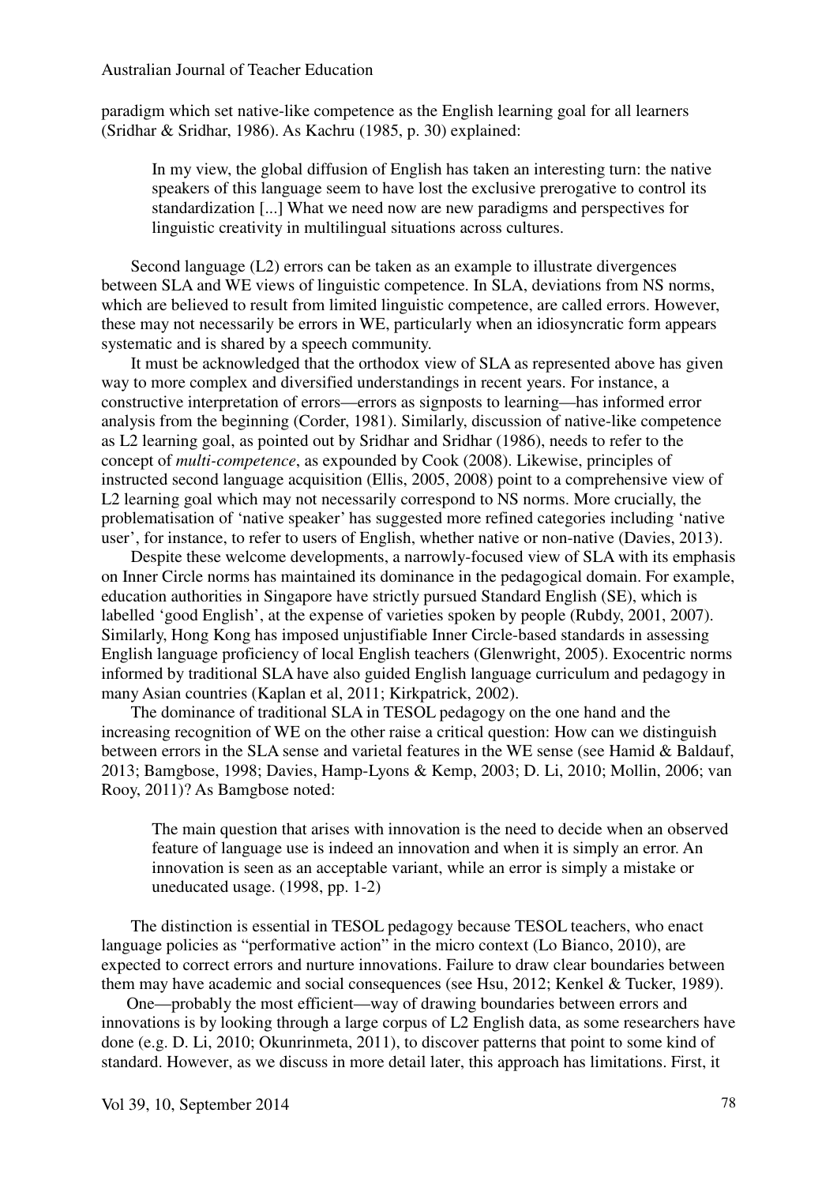paradigm which set native-like competence as the English learning goal for all learners (Sridhar & Sridhar, 1986). As Kachru (1985, p. 30) explained:

> In my view, the global diffusion of English has taken an interesting turn: the native speakers of this language seem to have lost the exclusive prerogative to control its standardization [...] What we need now are new paradigms and perspectives for linguistic creativity in multilingual situations across cultures.

Second language (L2) errors can be taken as an example to illustrate divergences between SLA and WE views of linguistic competence. In SLA, deviations from NS norms, which are believed to result from limited linguistic competence, are called errors. However, these may not necessarily be errors in WE, particularly when an idiosyncratic form appears systematic and is shared by a speech community.

It must be acknowledged that the orthodox view of SLA as represented above has given way to more complex and diversified understandings in recent years. For instance, a constructive interpretation of errors—errors as signposts to learning—has informed error analysis from the beginning (Corder, 1981). Similarly, discussion of native-like competence as L2 learning goal, as pointed out by Sridhar and Sridhar (1986), needs to refer to the concept of *multi-competence*, as expounded by Cook (2008). Likewise, principles of instructed second language acquisition (Ellis, 2005, 2008) point to a comprehensive view of L2 learning goal which may not necessarily correspond to NS norms. More crucially, the problematisation of 'native speaker' has suggested more refined categories including 'native user', for instance, to refer to users of English, whether native or non-native (Davies, 2013).

Despite these welcome developments, a narrowly-focused view of SLA with its emphasis on Inner Circle norms has maintained its dominance in the pedagogical domain. For example, education authorities in Singapore have strictly pursued Standard English (SE), which is labelled 'good English', at the expense of varieties spoken by people (Rubdy, 2001, 2007). Similarly, Hong Kong has imposed unjustifiable Inner Circle-based standards in assessing English language proficiency of local English teachers (Glenwright, 2005). Exocentric norms informed by traditional SLA have also guided English language curriculum and pedagogy in many Asian countries (Kaplan et al, 2011; Kirkpatrick, 2002).

The dominance of traditional SLA in TESOL pedagogy on the one hand and the increasing recognition of WE on the other raise a critical question: How can we distinguish between errors in the SLA sense and varietal features in the WE sense (see Hamid & Baldauf, 2013; Bamgbose, 1998; Davies, Hamp-Lyons & Kemp, 2003; D. Li, 2010; Mollin, 2006; van Rooy, 2011)? As Bamgbose noted:

> The main question that arises with innovation is the need to decide when an observed feature of language use is indeed an innovation and when it is simply an error. An innovation is seen as an acceptable variant, while an error is simply a mistake or uneducated usage. (1998, pp. 1-2)

The distinction is essential in TESOL pedagogy because TESOL teachers, who enact language policies as "performative action" in the micro context (Lo Bianco, 2010), are expected to correct errors and nurture innovations. Failure to draw clear boundaries between them may have academic and social consequences (see Hsu, 2012; Kenkel & Tucker, 1989).

One—probably the most efficient—way of drawing boundaries between errors and innovations is by looking through a large corpus of L2 English data, as some researchers have done (e.g. D. Li, 2010; Okunrinmeta, 2011), to discover patterns that point to some kind of standard. However, as we discuss in more detail later, this approach has limitations. First, it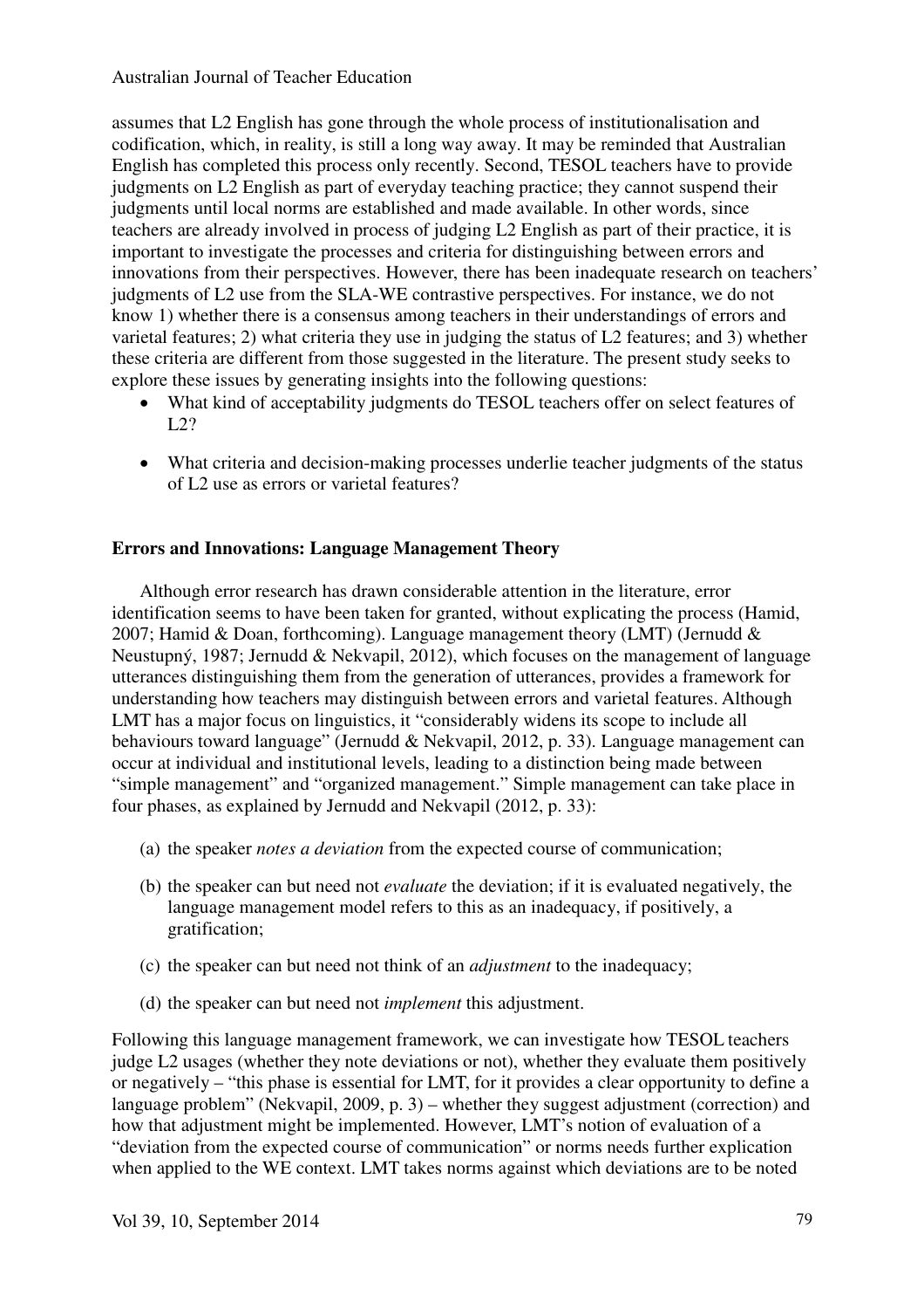assumes that L2 English has gone through the whole process of institutionalisation and codification, which, in reality, is still a long way away. It may be reminded that Australian English has completed this process only recently. Second, TESOL teachers have to provide judgments on L2 English as part of everyday teaching practice; they cannot suspend their judgments until local norms are established and made available. In other words, since teachers are already involved in process of judging L2 English as part of their practice, it is important to investigate the processes and criteria for distinguishing between errors and innovations from their perspectives. However, there has been inadequate research on teachers' judgments of L2 use from the SLA-WE contrastive perspectives. For instance, we do not know 1) whether there is a consensus among teachers in their understandings of errors and varietal features; 2) what criteria they use in judging the status of L2 features; and 3) whether these criteria are different from those suggested in the literature. The present study seeks to explore these issues by generating insights into the following questions:

- What kind of acceptability judgments do TESOL teachers offer on select features of L2?
- What criteria and decision-making processes underlie teacher judgments of the status of L2 use as errors or varietal features?

## Errors and Innovations: Language Management Theory

Although error research has drawn considerable attention in the literature, error identification seems to have been taken for granted, without explicating the process (Hamid, 2007; Hamid & Doan, forthcoming). Language management theory (LMT) (Jernudd & Neustupný, 1987; Jernudd & Nekvapil, 2012), which focuses on the management of language utterances distinguishing them from the generation of utterances, provides a framework for understanding how teachers may distinguish between errors and varietal features. Although LMT has a major focus on linguistics, it "considerably widens its scope to include all behaviours toward language" (Jernudd & Nekvapil, 2012, p. 33). Language management can occur at individual and institutional levels, leading to a distinction being made between "simple management" and "organized management." Simple management can take place in four phases, as explained by Jernudd and Nekvapil (2012, p. 33):

(a) the speaker *notes a deviation* from the expected course of communication;

(b) the speaker can but need not *evaluate* the deviation; if it is evaluated negatively, the language management model refers to this as an inadequacy, if positively, a gratification;

(c) the speaker can but need not think of an *adjustment* to the inadequacy;

(d) the speaker can but need not *implement* this adjustment.

Following this language management framework, we can investigate how TESOL teachers judge L2 usages (whether they note deviations or not), whether they evaluate them positively or negatively – "this phase is essential for LMT, for it provides a clear opportunity to define a language problem" (Nekvapil, 2009, p. 3) – whether they suggest adjustment (correction) and how that adjustment might be implemented. However, LMT's notion of evaluation of a "deviation from the expected course of communication" or norms needs further explication when applied to the WE context. LMT takes norms against which deviations are to be noted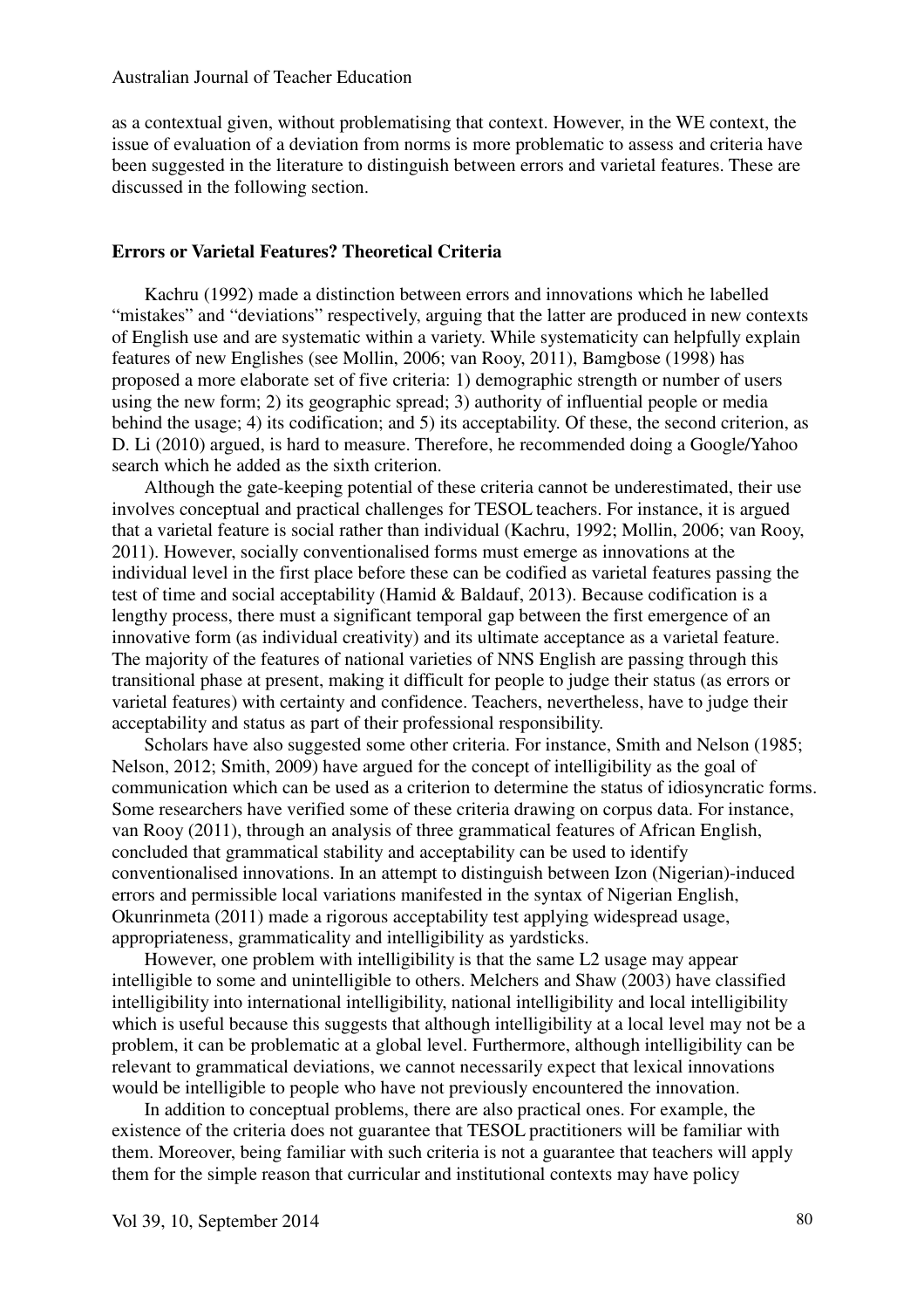as a contextual given, without problematising that context. However, in the WE context, the issue of evaluation of a deviation from norms is more problematic to assess and criteria have been suggested in the literature to distinguish between errors and varietal features. These are discussed in the following section.

**Errors or Varietal Features? Theoretical Criteria**

Kachru (1992) made a distinction between errors and innovations which he labelled "mistakes" and "deviations" respectively, arguing that the latter are produced in new contexts of English use and are systematic within a variety. While systematicity can helpfully explain features of new Englishes (see Mollin, 2006; van Rooy, 2011), Bamgbose (1998) has proposed a more elaborate set of five criteria: 1) demographic strength or number of users using the new form; 2) its geographic spread; 3) authority of influential people or media behind the usage; 4) its codification; and 5) its acceptability. Of these, the second criterion, as D. Li (2010) argued, is hard to measure. Therefore, he recommended doing a Google/Yahoo search which he added as the sixth criterion.

Although the gate-keeping potential of these criteria cannot be underestimated, their use involves conceptual and practical challenges for TESOL teachers. For instance, it is argued that a varietal feature is social rather than individual (Kachru, 1992; Mollin, 2006; van Rooy, 2011). However, socially conventionalised forms must emerge as innovations at the individual level in the first place before these can be codified as varietal features passing the test of time and social acceptability (Hamid & Baldauf, 2013). Because codification is a lengthy process, there must a significant temporal gap between the first emergence of an innovative form (as individual creativity) and its ultimate acceptance as a varietal feature. The majority of the features of national varieties of NNS English are passing through this transitional phase at present, making it difficult for people to judge their status (as errors or varietal features) with certainty and confidence. Teachers, nevertheless, have to judge their acceptability and status as part of their professional responsibility.

Scholars have also suggested some other criteria. For instance, Smith and Nelson (1985; Nelson, 2012; Smith, 2009) have argued for the concept of intelligibility as the goal of communication which can be used as a criterion to determine the status of idiosyncratic forms. Some researchers have verified some of these criteria drawing on corpus data. For instance, van Rooy (2011), through an analysis of three grammatical features of African English, concluded that grammatical stability and acceptability can be used to identify conventionalised innovations. In an attempt to distinguish between Izon (Nigerian)-induced errors and permissible local variations manifested in the syntax of Nigerian English, Okunrinmeta (2011) made a rigorous acceptability test applying widespread usage, appropriateness, grammaticality and intelligibility as yardsticks.

However, one problem with intelligibility is that the same L2 usage may appear intelligible to some and unintelligible to others. Melchers and Shaw (2003) have classified intelligibility into international intelligibility, national intelligibility and local intelligibility which is useful because this suggests that although intelligibility at a local level may not be a problem, it can be problematic at a global level. Furthermore, although intelligibility can be relevant to grammatical deviations, we cannot necessarily expect that lexical innovations would be intelligible to people who have not previously encountered the innovation.

In addition to conceptual problems, there are also practical ones. For example, the existence of the criteria does not guarantee that TESOL practitioners will be familiar with them. Moreover, being familiar with such criteria is not a guarantee that teachers will apply them for the simple reason that curricular and institutional contexts may have policy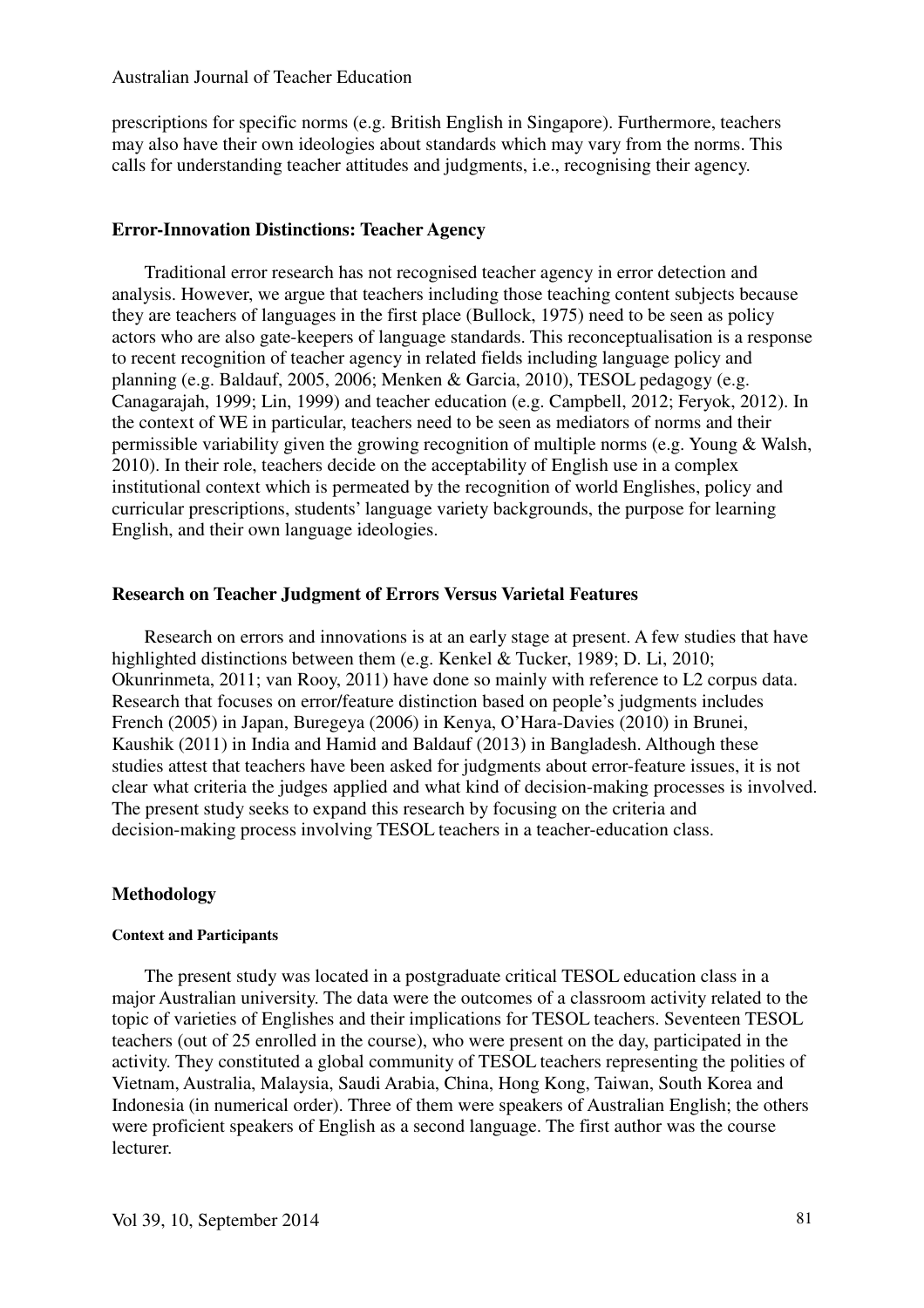prescriptions for specific norms (e.g. British English in Singapore). Furthermore, teachers may also have their own ideologies about standards which may vary from the norms. This calls for understanding teacher attitudes and judgments, i.e., recognising their agency.

## Error-Innovation Distinctions: Teacher Agency

Traditional error research has not recognised teacher agency in error detection and analysis. However, we argue that teachers including those teaching content subjects because they are teachers of languages in the first place (Bullock, 1975) need to be seen as policy actors who are also gate-keepers of language standards. This reconceptualisation is a response to recent recognition of teacher agency in related fields including language policy and planning (e.g. Baldauf, 2005, 2006; Menken & Garcia, 2010), TESOL pedagogy (e.g. Canagarajah, 1999; Lin, 1999) and teacher education (e.g. Campbell, 2012; Feryok, 2012). In the context of WE in particular, teachers need to be seen as mediators of norms and their permissible variability given the growing recognition of multiple norms (e.g. Young & Walsh, 2010). In their role, teachers decide on the acceptability of English use in a complex institutional context which is permeated by the recognition of world Englishes, policy and curricular prescriptions, students' language variety backgrounds, the purpose for learning English, and their own language ideologies.

## Research on Teacher Judgment of Errors Versus Varietal Features

Research on errors and innovations is at an early stage at present. A few studies that have highlighted distinctions between them (e.g. Kenkel & Tucker, 1989; D. Li, 2010; Okunrinmeta, 2011; van Rooy, 2011) have done so mainly with reference to L2 corpus data. Research that focuses on error/feature distinction based on people's judgments includes French (2005) in Japan, Buregeya (2006) in Kenya, O'Hara-Davies (2010) in Brunei, Kaushik (2011) in India and Hamid and Baldauf (2013) in Bangladesh. Although these studies attest that teachers have been asked for judgments about error-feature issues, it is not clear what criteria the judges applied and what kind of decision-making processes is involved. The present study seeks to expand this research by focusing on the criteria and decision-making process involving TESOL teachers in a teacher-education class.

## Methodology

### Context and Participants

The present study was located in a postgraduate critical TESOL education class in a major Australian university. The data were the outcomes of a classroom activity related to the topic of varieties of Englishes and their implications for TESOL teachers. Seventeen TESOL teachers (out of 25 enrolled in the course), who were present on the day, participated in the activity. They constituted a global community of TESOL teachers representing the polities of Vietnam, Australia, Malaysia, Saudi Arabia, China, Hong Kong, Taiwan, South Korea and Indonesia (in numerical order). Three of them were speakers of Australian English; the others were proficient speakers of English as a second language. The first author was the course lecturer.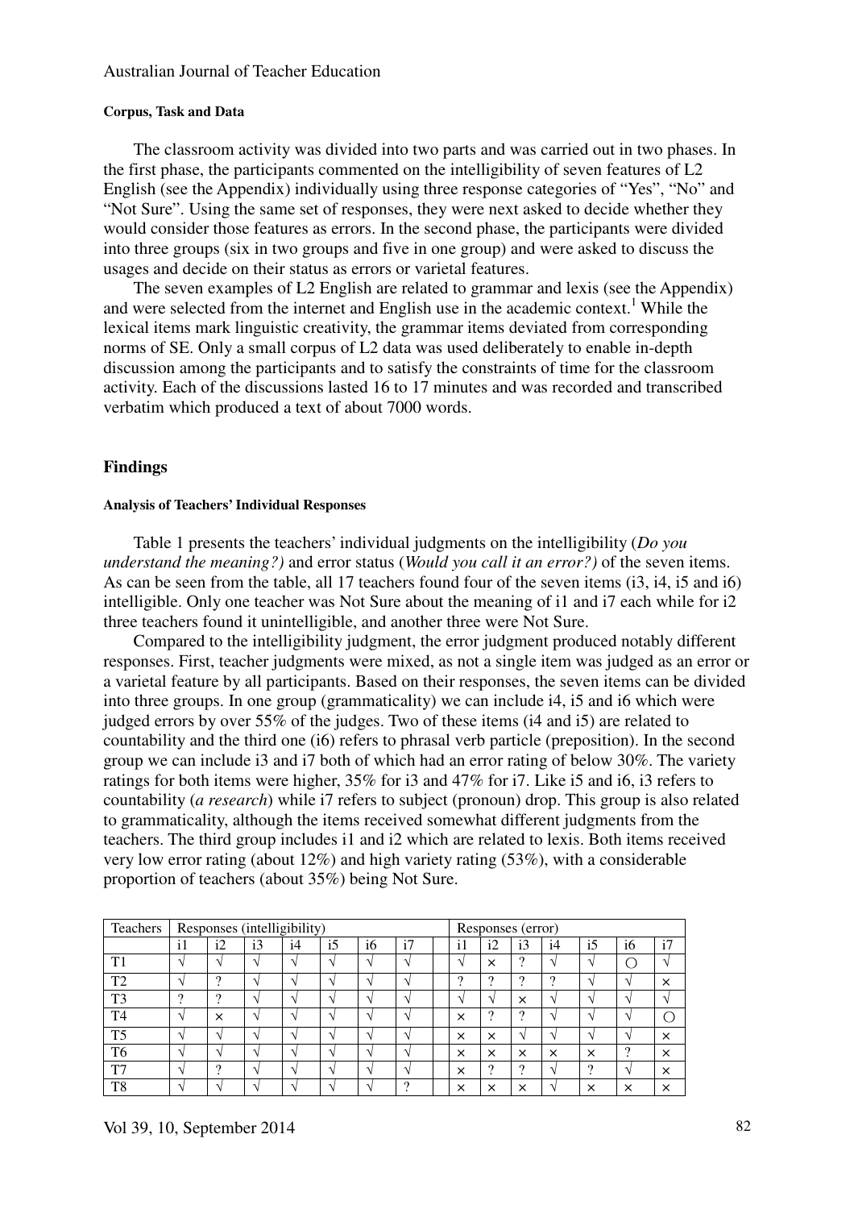#### Corpus, Task and Data

The classroom activity was divided into two parts and was carried out in two phases. In the first phase, the participants commented on the intelligibility of seven features of L2 English (see the Appendix) individually using three response categories of "Yes", "No" and "Not Sure". Using the same set of responses, they were next asked to decide whether they would consider those features as errors. In the second phase, the participants were divided into three groups (six in two groups and five in one group) and were asked to discuss the usages and decide on their status as errors or varietal features.

The seven examples of L2 English are related to grammar and lexis (see the Appendix) and were selected from the internet and English use in the academic context.[1] While the lexical items mark linguistic creativity, the grammar items deviated from corresponding norms of SE. Only a small corpus of L2 data was used deliberately to enable in-depth discussion among the participants and to satisfy the constraints of time for the classroom activity. Each of the discussions lasted 16 to 17 minutes and was recorded and transcribed verbatim which produced a text of about 7000 words.

## Findings

#### Analysis of Teachers' Individual Responses

Table 1 presents the teachers' individual judgments on the intelligibility (*Do you understand the meaning?)* and error status (*Would you call it an error?)* of the seven items. As can be seen from the table, all 17 teachers found four of the seven items (i3, i4, i5 and i6) intelligible. Only one teacher was Not Sure about the meaning of i1 and i7 each while for i2 three teachers found it unintelligible, and another three were Not Sure.

Compared to the intelligibility judgment, the error judgment produced notably different responses. First, teacher judgments were mixed, as not a single item was judged as an error or a varietal feature by all participants. Based on their responses, the seven items can be divided into three groups. In one group (grammaticality) we can include i4, i5 and i6 which were judged errors by over 55% of the judges. Two of these items (i4 and i5) are related to countability and the third one (i6) refers to phrasal verb particle (preposition). In the second group we can include i3 and i7 both of which had an error rating of below 30%. The variety ratings for both items were higher, 35% for i3 and 47% for i7. Like i5 and i6, i3 refers to countability (*a research*) while i7 refers to subject (pronoun) drop. This group is also related to grammaticality, although the items received somewhat different judgments from the teachers. The third group includes i1 and i2 which are related to lexis. Both items received very low error rating (about 12%) and high variety rating (53%), with a considerable proportion of teachers (about 35%) being Not Sure.

| Teachers | Responses (intelligibility) | | | | | | | | Responses (error) | | | | | | |
|---|---|---|---|---|---|---|---|---|---|---|---|---|---|---|---|
| | i1 | i2 | i3 | i4 | i5 | i6 | i7 | | i1 | i2 | i3 | i4 | i5 | i6 | i7 |
| T1 | √ | √ | √ | √ | √ | √ | √ | | √ | × | ? | √ | √ | ○ | √ |
| T2 | √ | ? | √ | √ | √ | √ | √ | | ? | ? | ? | ? | √ | √ | × |
| T3 | ? | ? | √ | √ | √ | √ | √ | | √ | √ | × | √ | √ | √ | √ |
| T4 | √ | × | √ | √ | √ | √ | √ | | × | ? | ? | √ | √ | √ | ○ |
| T5 | √ | √ | √ | √ | √ | √ | √ | | × | × | √ | √ | √ | √ | × |
| T6 | √ | √ | √ | √ | √ | √ | √ | | × | × | × | × | × | ? | × |
| T7 | √ | ? | √ | √ | √ | √ | √ | | × | ? | ? | √ | ? | √ | × |
| T8 | √ | √ | √ | √ | √ | √ | ? | | × | × | × | √ | × | × | × |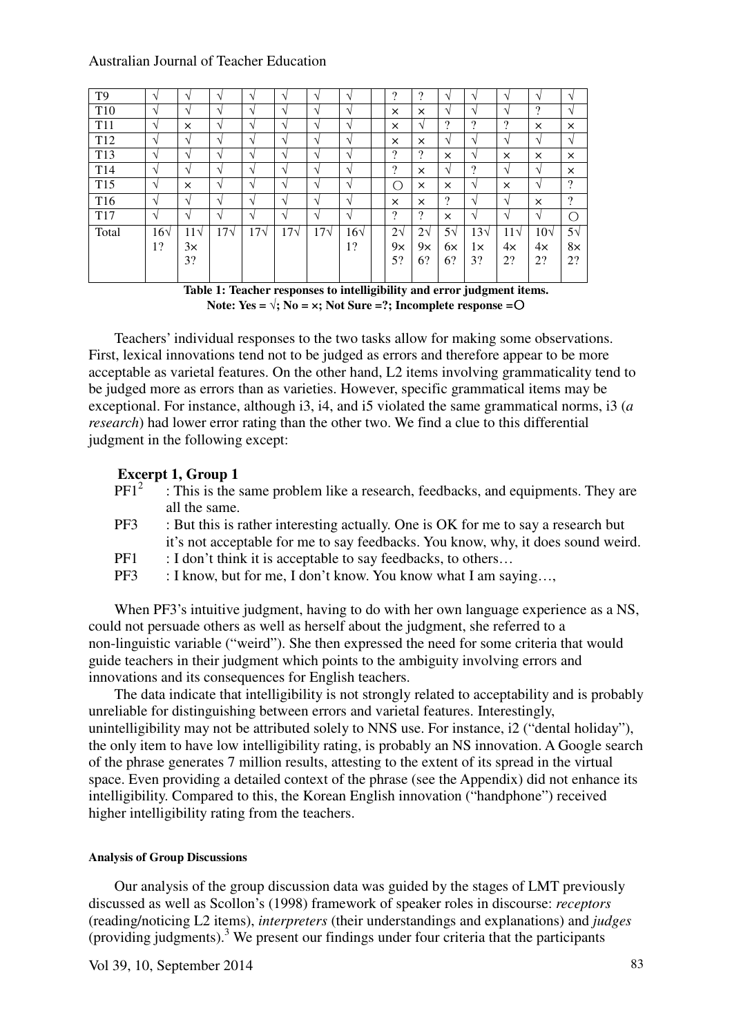| T9 | √ | √ | √ | √ | √ | √ | √ | | ? | ? | √ | √ | √ | √ | √ |
|---|---|---|---|---|---|---|---|---|---|---|---|---|---|---|---|
| T10 | √ | √ | √ | √ | √ | √ | √ | | × | × | √ | √ | √ | ? | √ |
| T11 | √ | × | √ | √ | √ | √ | √ | | × | √ | ? | ? | ? | × | × |
| T12 | √ | √ | √ | √ | √ | √ | √ | | × | × | √ | √ | √ | √ | √ |
| T13 | √ | √ | √ | √ | √ | √ | √ | | ? | ? | × | √ | × | × | × |
| T14 | √ | √ | √ | √ | √ | √ | √ | | ? | × | √ | ? | √ | √ | × |
| T15 | √ | × | √ | √ | √ | √ | √ | | ○ | × | × | √ | × | √ | ? |
| T16 | √ | √ | √ | √ | √ | √ | √ | | × | × | ? | √ | √ | × | ? |
| T17 | √ | √ | √ | √ | √ | √ | √ | | ? | ? | × | √ | √ | √ | ○ |
| Total | 16√ 1? | 11√ 3× 3? | 17√ | 17√ | 17√ | 17√ | 16√ 1? | | 2√ 9× 5? | 2√ 9× 6? | 5√ 6× 6? | 13√ 1× 3? | 11√ 4× 2? | 10√ 4× 2? | 5√ 8× 2? |

**Table 1: Teacher responses to intelligibility and error judgment items.**
**Note: Yes = √; No = ×; Not Sure =?; Incomplete response =○**

Teachers' individual responses to the two tasks allow for making some observations. First, lexical innovations tend not to be judged as errors and therefore appear to be more acceptable as varietal features. On the other hand, L2 items involving grammaticality tend to be judged more as errors than as varieties. However, specific grammatical items may be exceptional. For instance, although i3, i4, and i5 violated the same grammatical norms, i3 (*a research*) had lower error rating than the other two. We find a clue to this differential judgment in the following except:

**Excerpt 1, Group 1**

PF1[2] : This is the same problem like a research, feedbacks, and equipments. They are all the same.

PF3 : But this is rather interesting actually. One is OK for me to say a research but it's not acceptable for me to say feedbacks. You know, why, it does sound weird.

PF1 : I don't think it is acceptable to say feedbacks, to others…

PF3 : I know, but for me, I don't know. You know what I am saying…,

When PF3's intuitive judgment, having to do with her own language experience as a NS, could not persuade others as well as herself about the judgment, she referred to a non-linguistic variable ("weird"). She then expressed the need for some criteria that would guide teachers in their judgment which points to the ambiguity involving errors and innovations and its consequences for English teachers.

The data indicate that intelligibility is not strongly related to acceptability and is probably unreliable for distinguishing between errors and varietal features. Interestingly, unintelligibility may not be attributed solely to NNS use. For instance, i2 ("dental holiday"), the only item to have low intelligibility rating, is probably an NS innovation. A Google search of the phrase generates 7 million results, attesting to the extent of its spread in the virtual space. Even providing a detailed context of the phrase (see the Appendix) did not enhance its intelligibility. Compared to this, the Korean English innovation ("handphone") received higher intelligibility rating from the teachers.

#### Analysis of Group Discussions

Our analysis of the group discussion data was guided by the stages of LMT previously discussed as well as Scollon's (1998) framework of speaker roles in discourse: *receptors* (reading/noticing L2 items), *interpreters* (their understandings and explanations) and *judges* (providing judgments).[3] We present our findings under four criteria that the participants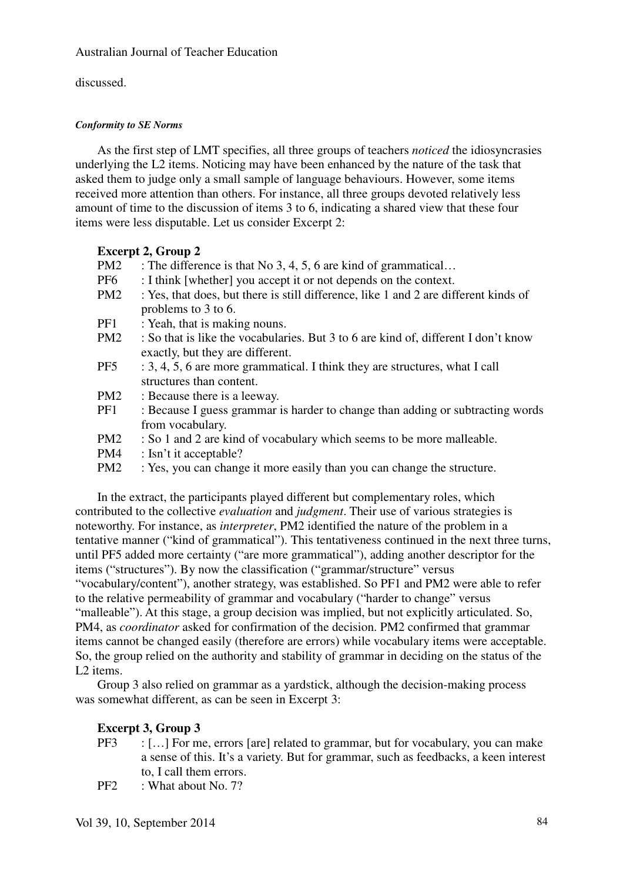discussed.

##### *Conformity to SE Norms*

As the first step of LMT specifies, all three groups of teachers *noticed* the idiosyncrasies underlying the L2 items. Noticing may have been enhanced by the nature of the task that asked them to judge only a small sample of language behaviours. However, some items received more attention than others. For instance, all three groups devoted relatively less amount of time to the discussion of items 3 to 6, indicating a shared view that these four items were less disputable. Let us consider Excerpt 2:

**Excerpt 2, Group 2**

PM2 : The difference is that No 3, 4, 5, 6 are kind of grammatical…
PF6 : I think [whether] you accept it or not depends on the context.
PM2 : Yes, that does, but there is still difference, like 1 and 2 are different kinds of problems to 3 to 6.
PF1 : Yeah, that is making nouns.
PM2 : So that is like the vocabularies. But 3 to 6 are kind of, different I don't know exactly, but they are different.
PF5 : 3, 4, 5, 6 are more grammatical. I think they are structures, what I call structures than content.
PM2 : Because there is a leeway.
PF1 : Because I guess grammar is harder to change than adding or subtracting words from vocabulary.
PM2 : So 1 and 2 are kind of vocabulary which seems to be more malleable.
PM4 : Isn't it acceptable?
PM2 : Yes, you can change it more easily than you can change the structure.

In the extract, the participants played different but complementary roles, which contributed to the collective *evaluation* and *judgment*. Their use of various strategies is noteworthy. For instance, as *interpreter*, PM2 identified the nature of the problem in a tentative manner ("kind of grammatical"). This tentativeness continued in the next three turns, until PF5 added more certainty ("are more grammatical"), adding another descriptor for the items ("structures"). By now the classification ("grammar/structure" versus "vocabulary/content"), another strategy, was established. So PF1 and PM2 were able to refer to the relative permeability of grammar and vocabulary ("harder to change" versus "malleable"). At this stage, a group decision was implied, but not explicitly articulated. So, PM4, as *coordinator* asked for confirmation of the decision. PM2 confirmed that grammar items cannot be changed easily (therefore are errors) while vocabulary items were acceptable. So, the group relied on the authority and stability of grammar in deciding on the status of the L2 items.

Group 3 also relied on grammar as a yardstick, although the decision-making process was somewhat different, as can be seen in Excerpt 3:

**Excerpt 3, Group 3**

PF3 : […] For me, errors [are] related to grammar, but for vocabulary, you can make a sense of this. It's a variety. But for grammar, such as feedbacks, a keen interest to, I call them errors.
PF2 : What about No. 7?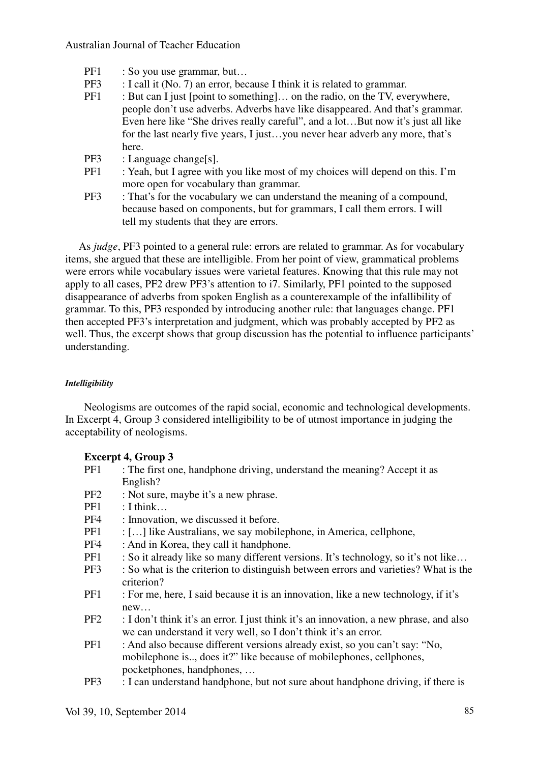PF1 : So you use grammar, but…

PF3 : I call it (No. 7) an error, because I think it is related to grammar.

PF1 : But can I just [point to something]… on the radio, on the TV, everywhere, people don't use adverbs. Adverbs have like disappeared. And that's grammar. Even here like "She drives really careful", and a lot…But now it's just all like for the last nearly five years, I just…you never hear adverb any more, that's here.

PF3 : Language change[s].

PF1 : Yeah, but I agree with you like most of my choices will depend on this. I'm more open for vocabulary than grammar.

PF3 : That's for the vocabulary we can understand the meaning of a compound, because based on components, but for grammars, I call them errors. I will tell my students that they are errors.

As *judge*, PF3 pointed to a general rule: errors are related to grammar. As for vocabulary items, she argued that these are intelligible. From her point of view, grammatical problems were errors while vocabulary issues were varietal features. Knowing that this rule may not apply to all cases, PF2 drew PF3's attention to i7. Similarly, PF1 pointed to the supposed disappearance of adverbs from spoken English as a counterexample of the infallibility of grammar. To this, PF3 responded by introducing another rule: that languages change. PF1 then accepted PF3's interpretation and judgment, which was probably accepted by PF2 as well. Thus, the excerpt shows that group discussion has the potential to influence participants' understanding.

#### *Intelligibility*

Neologisms are outcomes of the rapid social, economic and technological developments. In Excerpt 4, Group 3 considered intelligibility to be of utmost importance in judging the acceptability of neologisms.

**Excerpt 4, Group 3**

PF1 : The first one, handphone driving, understand the meaning? Accept it as English?

PF2 : Not sure, maybe it's a new phrase.

PF1 : I think…

PF4 : Innovation, we discussed it before.

PF1 : […] like Australians, we say mobilephone, in America, cellphone,

PF4 : And in Korea, they call it handphone.

PF1 : So it already like so many different versions. It's technology, so it's not like…

PF3 : So what is the criterion to distinguish between errors and varieties? What is the criterion?

PF1 : For me, here, I said because it is an innovation, like a new technology, if it's new…

PF2 : I don't think it's an error. I just think it's an innovation, a new phrase, and also we can understand it very well, so I don't think it's an error.

PF1 : And also because different versions already exist, so you can't say: "No, mobilephone is.., does it?" like because of mobilephones, cellphones, pocketphones, handphones, …

PF3 : I can understand handphone, but not sure about handphone driving, if there is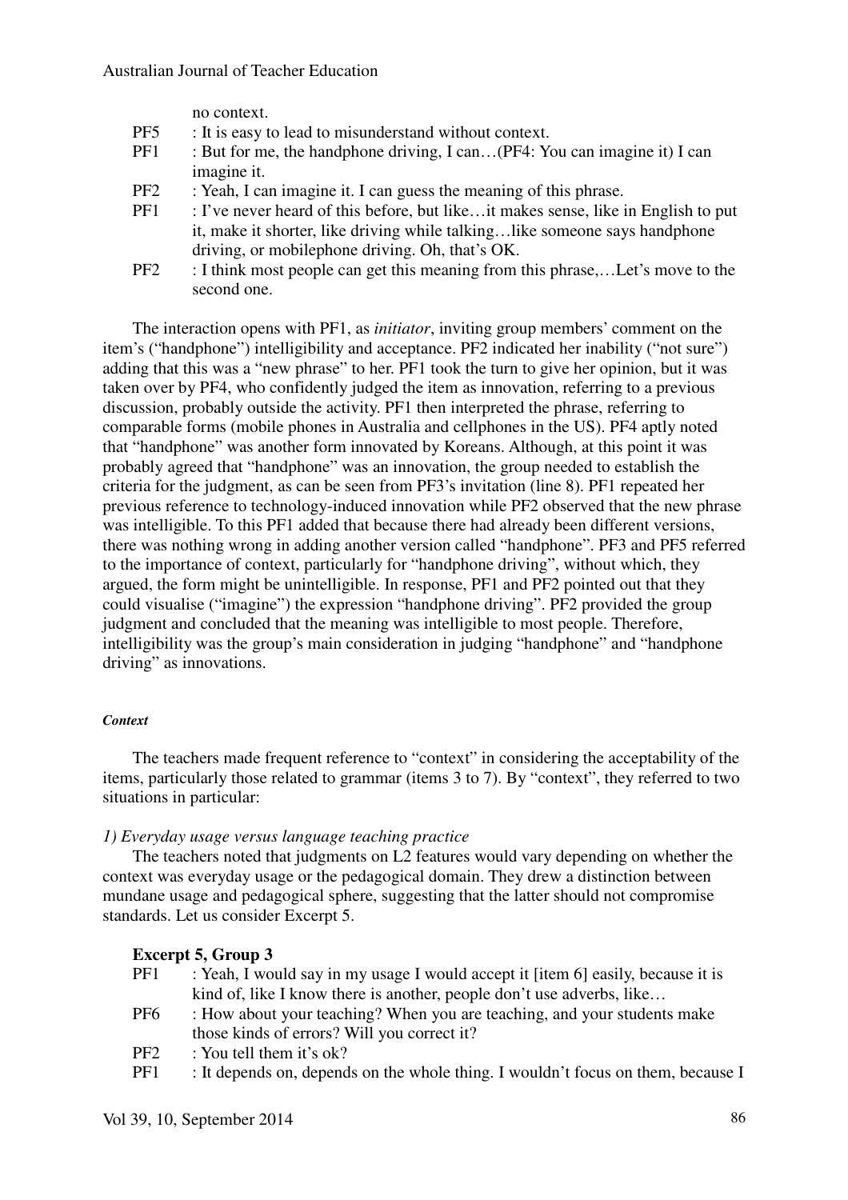no context.

PF5 : It is easy to lead to misunderstand without context.

PF1 : But for me, the handphone driving, I can…(PF4: You can imagine it) I can imagine it.

PF2 : Yeah, I can imagine it. I can guess the meaning of this phrase.

PF1 : I've never heard of this before, but like…it makes sense, like in English to put it, make it shorter, like driving while talking…like someone says handphone driving, or mobilephone driving. Oh, that's OK.

PF2 : I think most people can get this meaning from this phrase,…Let's move to the second one.

The interaction opens with PF1, as *initiator*, inviting group members' comment on the item's ("handphone") intelligibility and acceptance. PF2 indicated her inability ("not sure") adding that this was a "new phrase" to her. PF1 took the turn to give her opinion, but it was taken over by PF4, who confidently judged the item as innovation, referring to a previous discussion, probably outside the activity. PF1 then interpreted the phrase, referring to comparable forms (mobile phones in Australia and cellphones in the US). PF4 aptly noted that "handphone" was another form innovated by Koreans. Although, at this point it was probably agreed that "handphone" was an innovation, the group needed to establish the criteria for the judgment, as can be seen from PF3's invitation (line 8). PF1 repeated her previous reference to technology-induced innovation while PF2 observed that the new phrase was intelligible. To this PF1 added that because there had already been different versions, there was nothing wrong in adding another version called "handphone". PF3 and PF5 referred to the importance of context, particularly for "handphone driving", without which, they argued, the form might be unintelligible. In response, PF1 and PF2 pointed out that they could visualise ("imagine") the expression "handphone driving". PF2 provided the group judgment and concluded that the meaning was intelligible to most people. Therefore, intelligibility was the group's main consideration in judging "handphone" and "handphone driving" as innovations.

#### *Context*

The teachers made frequent reference to "context" in considering the acceptability of the items, particularly those related to grammar (items 3 to 7). By "context", they referred to two situations in particular:

*1) Everyday usage versus language teaching practice*

The teachers noted that judgments on L2 features would vary depending on whether the context was everyday usage or the pedagogical domain. They drew a distinction between mundane usage and pedagogical sphere, suggesting that the latter should not compromise standards. Let us consider Excerpt 5.

**Excerpt 5, Group 3**

PF1 : Yeah, I would say in my usage I would accept it [item 6] easily, because it is kind of, like I know there is another, people don't use adverbs, like…

PF6 : How about your teaching? When you are teaching, and your students make those kinds of errors? Will you correct it?

PF2 : You tell them it's ok?

PF1 : It depends on, depends on the whole thing. I wouldn't focus on them, because I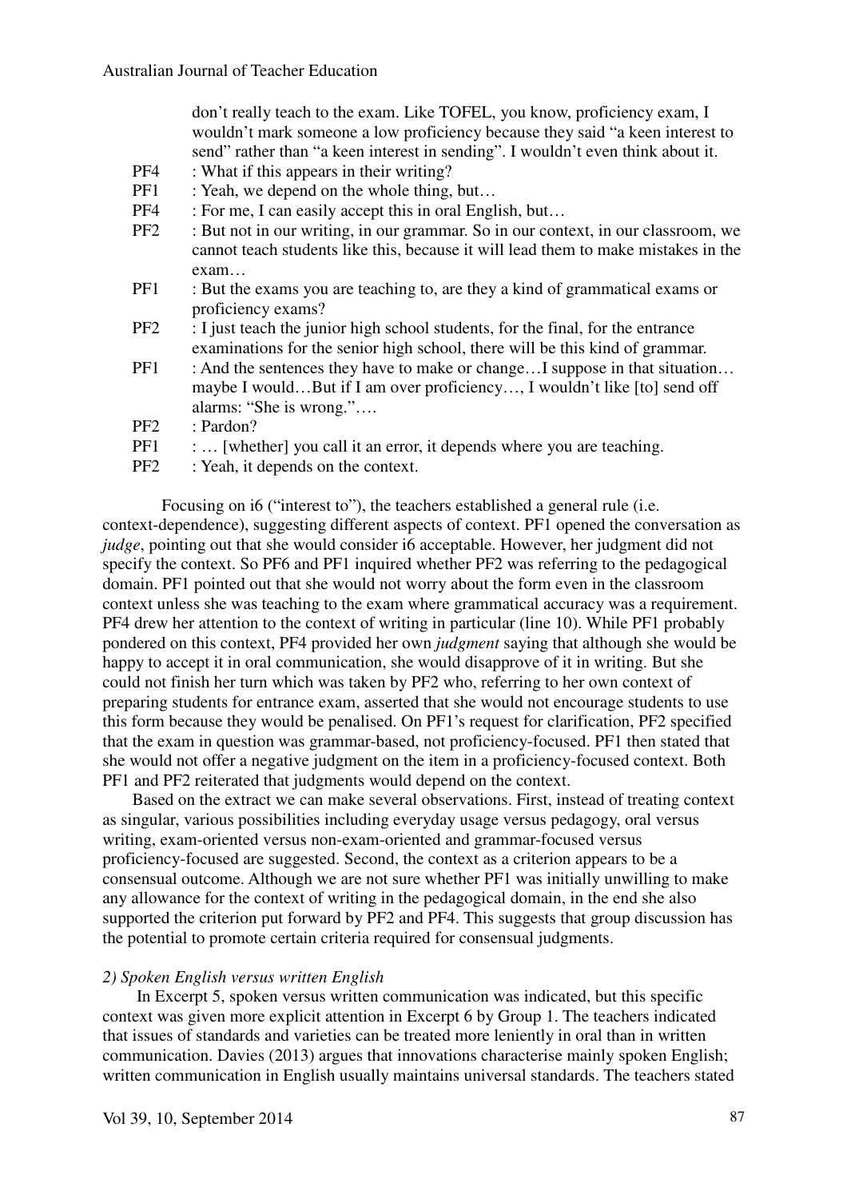don't really teach to the exam. Like TOFEL, you know, proficiency exam, I wouldn't mark someone a low proficiency because they said "a keen interest to send" rather than "a keen interest in sending". I wouldn't even think about it.

PF4 : What if this appears in their writing?

PF1 : Yeah, we depend on the whole thing, but…

PF4 : For me, I can easily accept this in oral English, but…

PF2 : But not in our writing, in our grammar. So in our context, in our classroom, we cannot teach students like this, because it will lead them to make mistakes in the exam…

PF1 : But the exams you are teaching to, are they a kind of grammatical exams or proficiency exams?

PF2 : I just teach the junior high school students, for the final, for the entrance examinations for the senior high school, there will be this kind of grammar.

PF1 : And the sentences they have to make or change…I suppose in that situation… maybe I would…But if I am over proficiency…, I wouldn't like [to] send off alarms: "She is wrong."….

PF2 : Pardon?

PF1 : … [whether] you call it an error, it depends where you are teaching.

PF2 : Yeah, it depends on the context.

Focusing on i6 ("interest to"), the teachers established a general rule (i.e. context-dependence), suggesting different aspects of context. PF1 opened the conversation as *judge*, pointing out that she would consider i6 acceptable. However, her judgment did not specify the context. So PF6 and PF1 inquired whether PF2 was referring to the pedagogical domain. PF1 pointed out that she would not worry about the form even in the classroom context unless she was teaching to the exam where grammatical accuracy was a requirement. PF4 drew her attention to the context of writing in particular (line 10). While PF1 probably pondered on this context, PF4 provided her own *judgment* saying that although she would be happy to accept it in oral communication, she would disapprove of it in writing. But she could not finish her turn which was taken by PF2 who, referring to her own context of preparing students for entrance exam, asserted that she would not encourage students to use this form because they would be penalised. On PF1's request for clarification, PF2 specified that the exam in question was grammar-based, not proficiency-focused. PF1 then stated that she would not offer a negative judgment on the item in a proficiency-focused context. Both PF1 and PF2 reiterated that judgments would depend on the context.

Based on the extract we can make several observations. First, instead of treating context as singular, various possibilities including everyday usage versus pedagogy, oral versus writing, exam-oriented versus non-exam-oriented and grammar-focused versus proficiency-focused are suggested. Second, the context as a criterion appears to be a consensual outcome. Although we are not sure whether PF1 was initially unwilling to make any allowance for the context of writing in the pedagogical domain, in the end she also supported the criterion put forward by PF2 and PF4. This suggests that group discussion has the potential to promote certain criteria required for consensual judgments.

*2) Spoken English versus written English*

In Excerpt 5, spoken versus written communication was indicated, but this specific context was given more explicit attention in Excerpt 6 by Group 1. The teachers indicated that issues of standards and varieties can be treated more leniently in oral than in written communication. Davies (2013) argues that innovations characterise mainly spoken English; written communication in English usually maintains universal standards. The teachers stated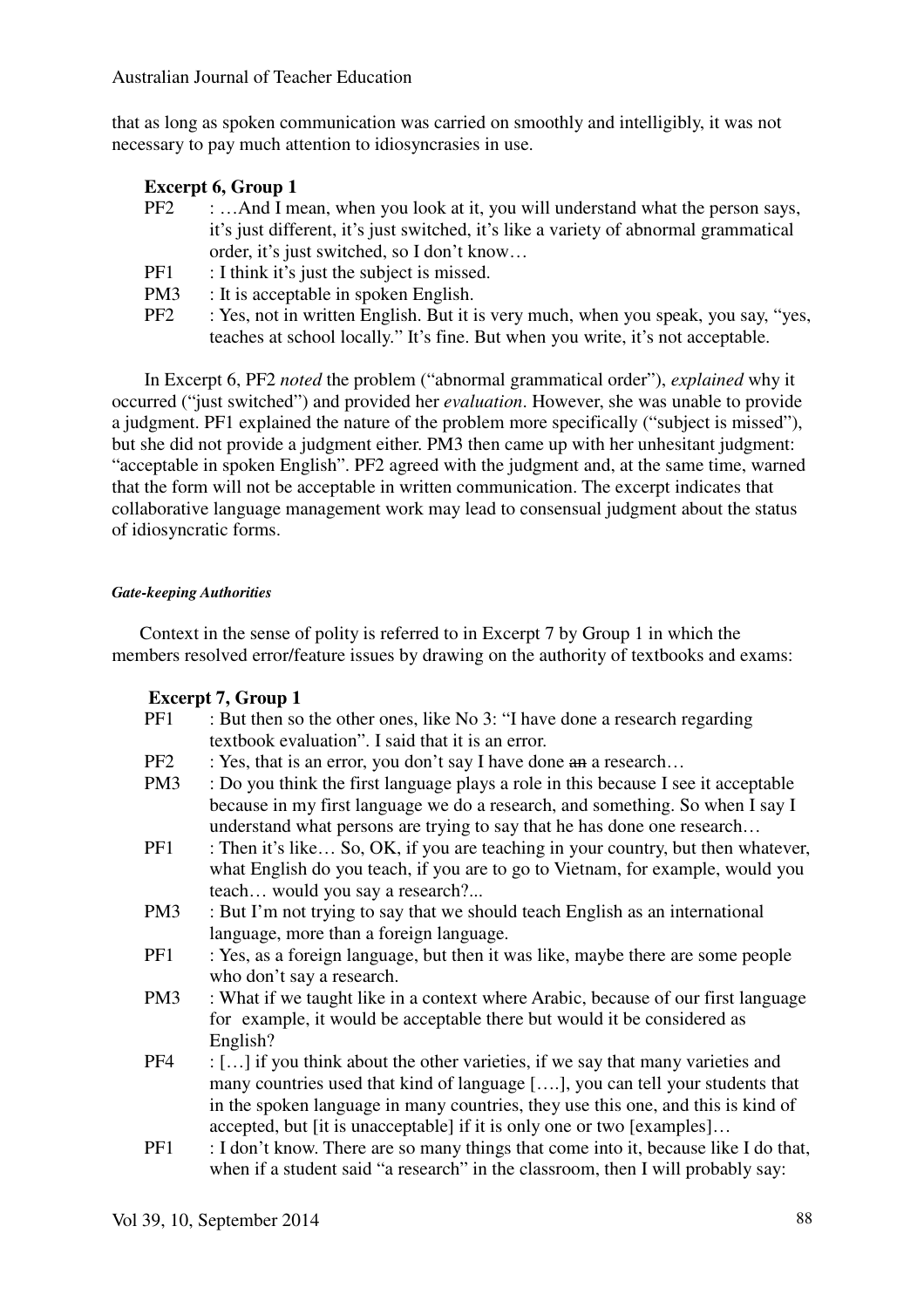that as long as spoken communication was carried on smoothly and intelligibly, it was not necessary to pay much attention to idiosyncrasies in use.

**Excerpt 6, Group 1**

PF2 : …And I mean, when you look at it, you will understand what the person says, it's just different, it's just switched, it's like a variety of abnormal grammatical order, it's just switched, so I don't know…

PF1 : I think it's just the subject is missed.

PM3 : It is acceptable in spoken English.

PF2 : Yes, not in written English. But it is very much, when you speak, you say, "yes, teaches at school locally." It's fine. But when you write, it's not acceptable.

In Excerpt 6, PF2 *noted* the problem ("abnormal grammatical order"), *explained* why it occurred ("just switched") and provided her *evaluation*. However, she was unable to provide a judgment. PF1 explained the nature of the problem more specifically ("subject is missed"), but she did not provide a judgment either. PM3 then came up with her unhesitant judgment: "acceptable in spoken English". PF2 agreed with the judgment and, at the same time, warned that the form will not be acceptable in written communication. The excerpt indicates that collaborative language management work may lead to consensual judgment about the status of idiosyncratic forms.

##### *Gate-keeping Authorities*

Context in the sense of polity is referred to in Excerpt 7 by Group 1 in which the members resolved error/feature issues by drawing on the authority of textbooks and exams:

**Excerpt 7, Group 1**

PF1 : But then so the other ones, like No 3: "I have done a research regarding textbook evaluation". I said that it is an error.

PF2 : Yes, that is an error, you don't say I have done ~~an~~ a research…

PM3 : Do you think the first language plays a role in this because I see it acceptable because in my first language we do a research, and something. So when I say I understand what persons are trying to say that he has done one research…

PF1 : Then it's like… So, OK, if you are teaching in your country, but then whatever, what English do you teach, if you are to go to Vietnam, for example, would you teach… would you say a research?...

PM3 : But I'm not trying to say that we should teach English as an international language, more than a foreign language.

PF1 : Yes, as a foreign language, but then it was like, maybe there are some people who don't say a research.

PM3 : What if we taught like in a context where Arabic, because of our first language for example, it would be acceptable there but would it be considered as English?

PF4 : […] if you think about the other varieties, if we say that many varieties and many countries used that kind of language [….], you can tell your students that in the spoken language in many countries, they use this one, and this is kind of accepted, but [it is unacceptable] if it is only one or two [examples]…

PF1 : I don't know. There are so many things that come into it, because like I do that, when if a student said "a research" in the classroom, then I will probably say: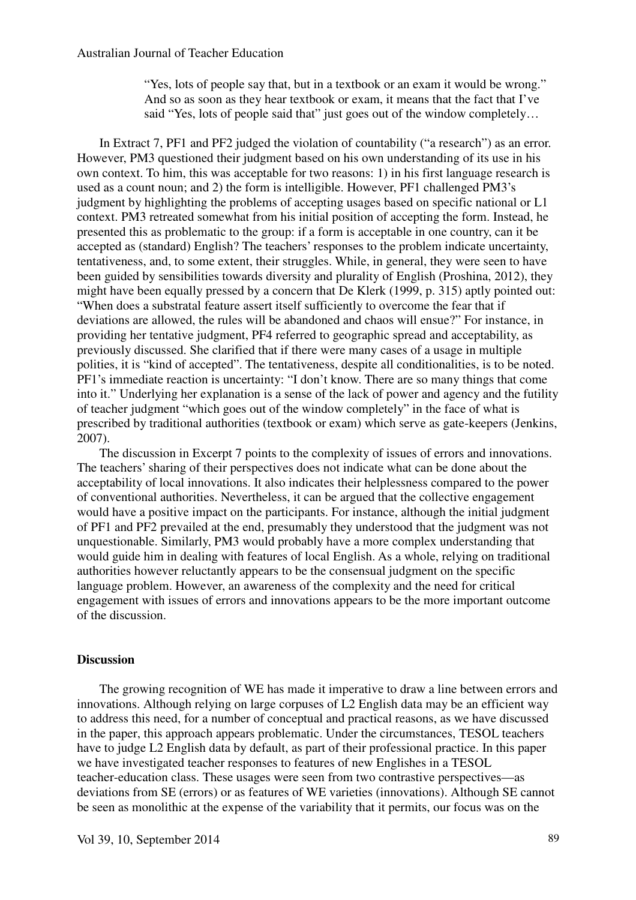> "Yes, lots of people say that, but in a textbook or an exam it would be wrong." And so as soon as they hear textbook or exam, it means that the fact that I've said "Yes, lots of people said that" just goes out of the window completely…

In Extract 7, PF1 and PF2 judged the violation of countability ("a research") as an error. However, PM3 questioned their judgment based on his own understanding of its use in his own context. To him, this was acceptable for two reasons: 1) in his first language research is used as a count noun; and 2) the form is intelligible. However, PF1 challenged PM3's judgment by highlighting the problems of accepting usages based on specific national or L1 context. PM3 retreated somewhat from his initial position of accepting the form. Instead, he presented this as problematic to the group: if a form is acceptable in one country, can it be accepted as (standard) English? The teachers' responses to the problem indicate uncertainty, tentativeness, and, to some extent, their struggles. While, in general, they were seen to have been guided by sensibilities towards diversity and plurality of English (Proshina, 2012), they might have been equally pressed by a concern that De Klerk (1999, p. 315) aptly pointed out: "When does a substratal feature assert itself sufficiently to overcome the fear that if deviations are allowed, the rules will be abandoned and chaos will ensue?" For instance, in providing her tentative judgment, PF4 referred to geographic spread and acceptability, as previously discussed. She clarified that if there were many cases of a usage in multiple polities, it is "kind of accepted". The tentativeness, despite all conditionalities, is to be noted. PF1's immediate reaction is uncertainty: "I don't know. There are so many things that come into it." Underlying her explanation is a sense of the lack of power and agency and the futility of teacher judgment "which goes out of the window completely" in the face of what is prescribed by traditional authorities (textbook or exam) which serve as gate-keepers (Jenkins, 2007).

The discussion in Excerpt 7 points to the complexity of issues of errors and innovations. The teachers' sharing of their perspectives does not indicate what can be done about the acceptability of local innovations. It also indicates their helplessness compared to the power of conventional authorities. Nevertheless, it can be argued that the collective engagement would have a positive impact on the participants. For instance, although the initial judgment of PF1 and PF2 prevailed at the end, presumably they understood that the judgment was not unquestionable. Similarly, PM3 would probably have a more complex understanding that would guide him in dealing with features of local English. As a whole, relying on traditional authorities however reluctantly appears to be the consensual judgment on the specific language problem. However, an awareness of the complexity and the need for critical engagement with issues of errors and innovations appears to be the more important outcome of the discussion.

## Discussion

The growing recognition of WE has made it imperative to draw a line between errors and innovations. Although relying on large corpuses of L2 English data may be an efficient way to address this need, for a number of conceptual and practical reasons, as we have discussed in the paper, this approach appears problematic. Under the circumstances, TESOL teachers have to judge L2 English data by default, as part of their professional practice. In this paper we have investigated teacher responses to features of new Englishes in a TESOL teacher-education class. These usages were seen from two contrastive perspectives—as deviations from SE (errors) or as features of WE varieties (innovations). Although SE cannot be seen as monolithic at the expense of the variability that it permits, our focus was on the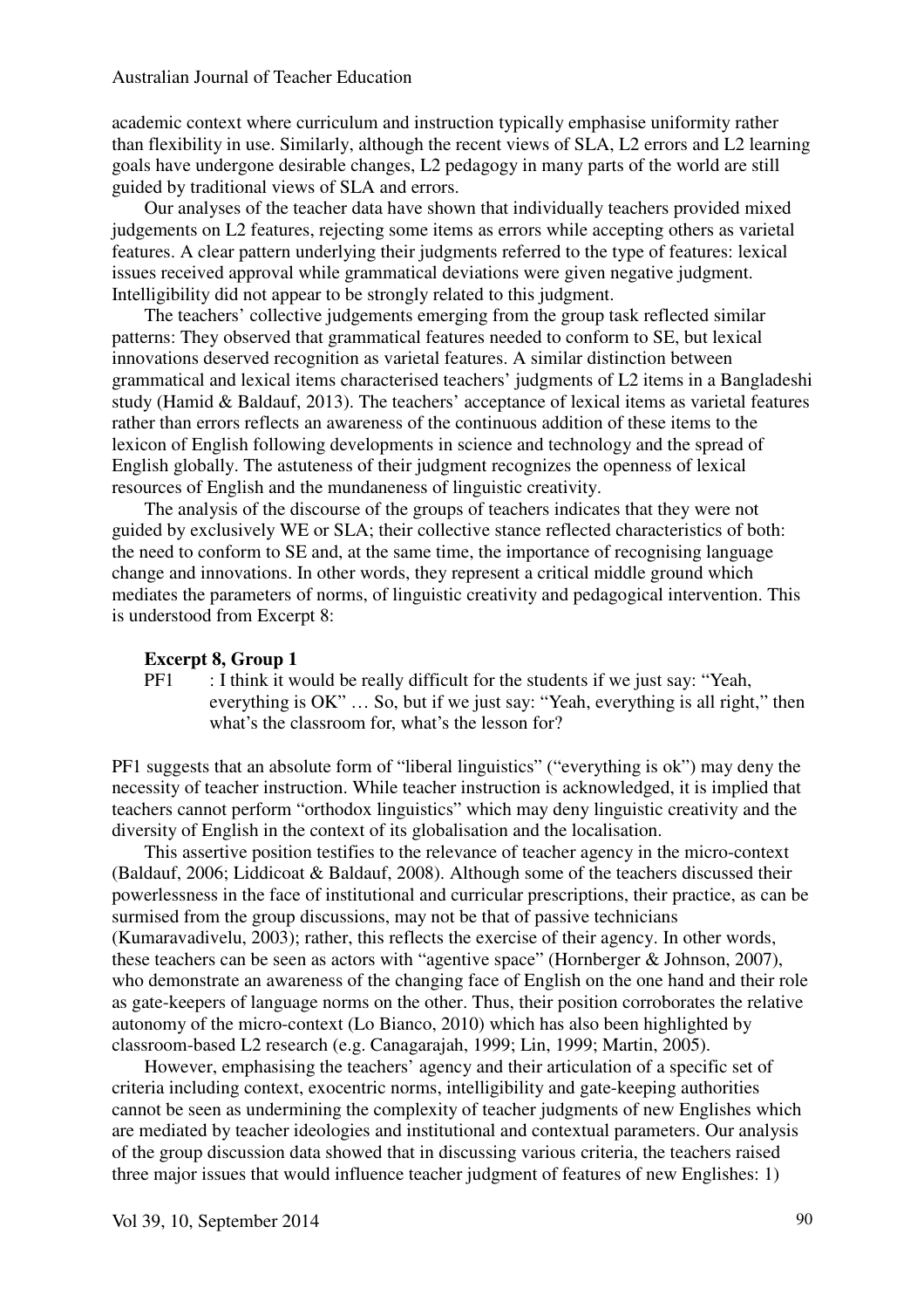academic context where curriculum and instruction typically emphasise uniformity rather than flexibility in use. Similarly, although the recent views of SLA, L2 errors and L2 learning goals have undergone desirable changes, L2 pedagogy in many parts of the world are still guided by traditional views of SLA and errors.

Our analyses of the teacher data have shown that individually teachers provided mixed judgements on L2 features, rejecting some items as errors while accepting others as varietal features. A clear pattern underlying their judgments referred to the type of features: lexical issues received approval while grammatical deviations were given negative judgment. Intelligibility did not appear to be strongly related to this judgment.

The teachers' collective judgements emerging from the group task reflected similar patterns: They observed that grammatical features needed to conform to SE, but lexical innovations deserved recognition as varietal features. A similar distinction between grammatical and lexical items characterised teachers' judgments of L2 items in a Bangladeshi study (Hamid & Baldauf, 2013). The teachers' acceptance of lexical items as varietal features rather than errors reflects an awareness of the continuous addition of these items to the lexicon of English following developments in science and technology and the spread of English globally. The astuteness of their judgment recognizes the openness of lexical resources of English and the mundaneness of linguistic creativity.

The analysis of the discourse of the groups of teachers indicates that they were not guided by exclusively WE or SLA; their collective stance reflected characteristics of both: the need to conform to SE and, at the same time, the importance of recognising language change and innovations. In other words, they represent a critical middle ground which mediates the parameters of norms, of linguistic creativity and pedagogical intervention. This is understood from Excerpt 8:

**Excerpt 8, Group 1**

PF1 : I think it would be really difficult for the students if we just say: "Yeah, everything is OK" … So, but if we just say: "Yeah, everything is all right," then what's the classroom for, what's the lesson for?

PF1 suggests that an absolute form of "liberal linguistics" ("everything is ok") may deny the necessity of teacher instruction. While teacher instruction is acknowledged, it is implied that teachers cannot perform "orthodox linguistics" which may deny linguistic creativity and the diversity of English in the context of its globalisation and the localisation.

This assertive position testifies to the relevance of teacher agency in the micro-context (Baldauf, 2006; Liddicoat & Baldauf, 2008). Although some of the teachers discussed their powerlessness in the face of institutional and curricular prescriptions, their practice, as can be surmised from the group discussions, may not be that of passive technicians (Kumaravadivelu, 2003); rather, this reflects the exercise of their agency. In other words, these teachers can be seen as actors with "agentive space" (Hornberger & Johnson, 2007), who demonstrate an awareness of the changing face of English on the one hand and their role as gate-keepers of language norms on the other. Thus, their position corroborates the relative autonomy of the micro-context (Lo Bianco, 2010) which has also been highlighted by classroom-based L2 research (e.g. Canagarajah, 1999; Lin, 1999; Martin, 2005).

However, emphasising the teachers' agency and their articulation of a specific set of criteria including context, exocentric norms, intelligibility and gate-keeping authorities cannot be seen as undermining the complexity of teacher judgments of new Englishes which are mediated by teacher ideologies and institutional and contextual parameters. Our analysis of the group discussion data showed that in discussing various criteria, the teachers raised three major issues that would influence teacher judgment of features of new Englishes: 1)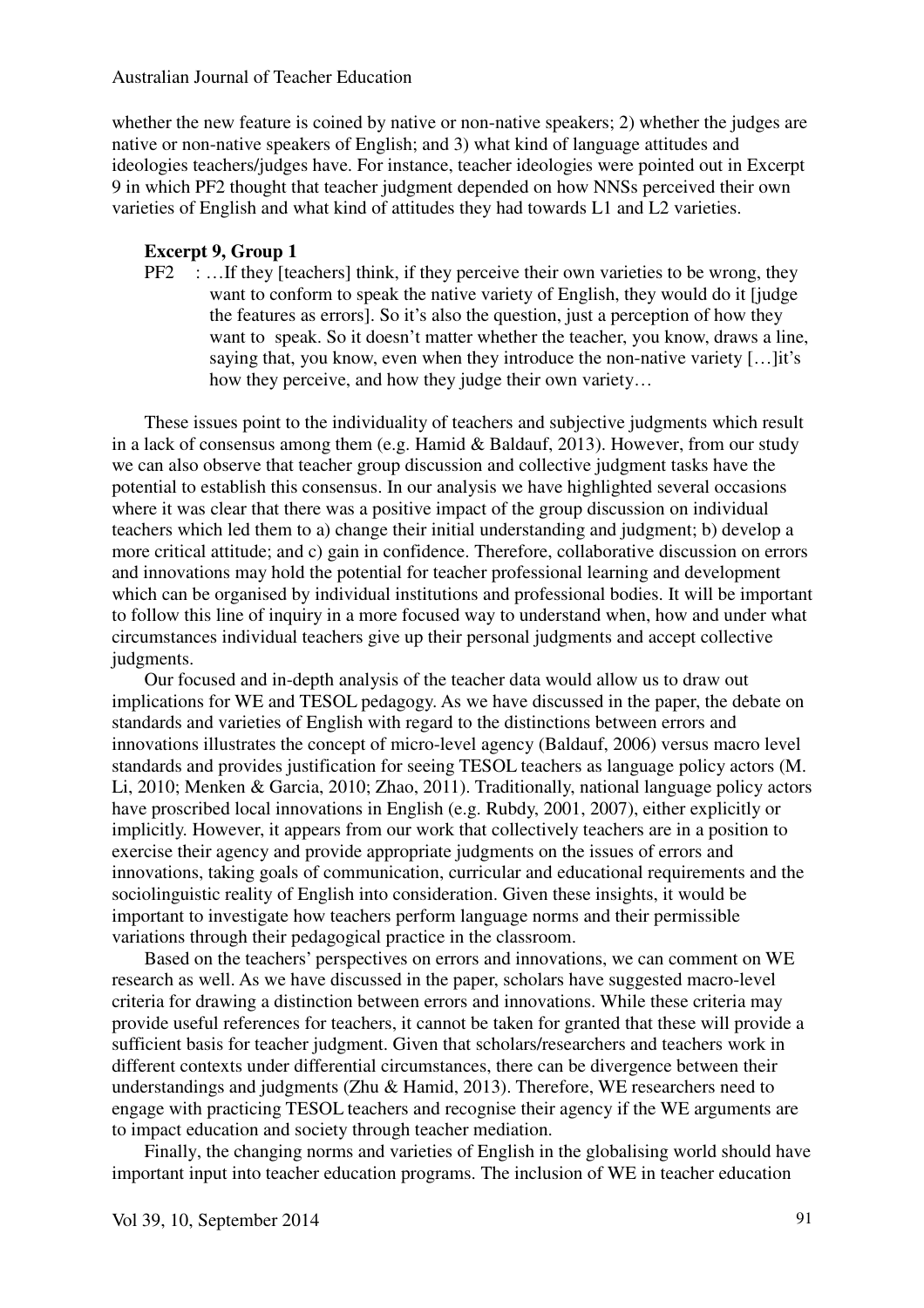whether the new feature is coined by native or non-native speakers; 2) whether the judges are native or non-native speakers of English; and 3) what kind of language attitudes and ideologies teachers/judges have. For instance, teacher ideologies were pointed out in Excerpt 9 in which PF2 thought that teacher judgment depended on how NNSs perceived their own varieties of English and what kind of attitudes they had towards L1 and L2 varieties.

**Excerpt 9, Group 1**

PF2 : …If they [teachers] think, if they perceive their own varieties to be wrong, they want to conform to speak the native variety of English, they would do it [judge the features as errors]. So it's also the question, just a perception of how they want to speak. So it doesn't matter whether the teacher, you know, draws a line, saying that, you know, even when they introduce the non-native variety […]it's how they perceive, and how they judge their own variety…

These issues point to the individuality of teachers and subjective judgments which result in a lack of consensus among them (e.g. Hamid & Baldauf, 2013). However, from our study we can also observe that teacher group discussion and collective judgment tasks have the potential to establish this consensus. In our analysis we have highlighted several occasions where it was clear that there was a positive impact of the group discussion on individual teachers which led them to a) change their initial understanding and judgment; b) develop a more critical attitude; and c) gain in confidence. Therefore, collaborative discussion on errors and innovations may hold the potential for teacher professional learning and development which can be organised by individual institutions and professional bodies. It will be important to follow this line of inquiry in a more focused way to understand when, how and under what circumstances individual teachers give up their personal judgments and accept collective judgments.

Our focused and in-depth analysis of the teacher data would allow us to draw out implications for WE and TESOL pedagogy. As we have discussed in the paper, the debate on standards and varieties of English with regard to the distinctions between errors and innovations illustrates the concept of micro-level agency (Baldauf, 2006) versus macro level standards and provides justification for seeing TESOL teachers as language policy actors (M. Li, 2010; Menken & Garcia, 2010; Zhao, 2011). Traditionally, national language policy actors have proscribed local innovations in English (e.g. Rubdy, 2001, 2007), either explicitly or implicitly. However, it appears from our work that collectively teachers are in a position to exercise their agency and provide appropriate judgments on the issues of errors and innovations, taking goals of communication, curricular and educational requirements and the sociolinguistic reality of English into consideration. Given these insights, it would be important to investigate how teachers perform language norms and their permissible variations through their pedagogical practice in the classroom.

Based on the teachers' perspectives on errors and innovations, we can comment on WE research as well. As we have discussed in the paper, scholars have suggested macro-level criteria for drawing a distinction between errors and innovations. While these criteria may provide useful references for teachers, it cannot be taken for granted that these will provide a sufficient basis for teacher judgment. Given that scholars/researchers and teachers work in different contexts under differential circumstances, there can be divergence between their understandings and judgments (Zhu & Hamid, 2013). Therefore, WE researchers need to engage with practicing TESOL teachers and recognise their agency if the WE arguments are to impact education and society through teacher mediation.

Finally, the changing norms and varieties of English in the globalising world should have important input into teacher education programs. The inclusion of WE in teacher education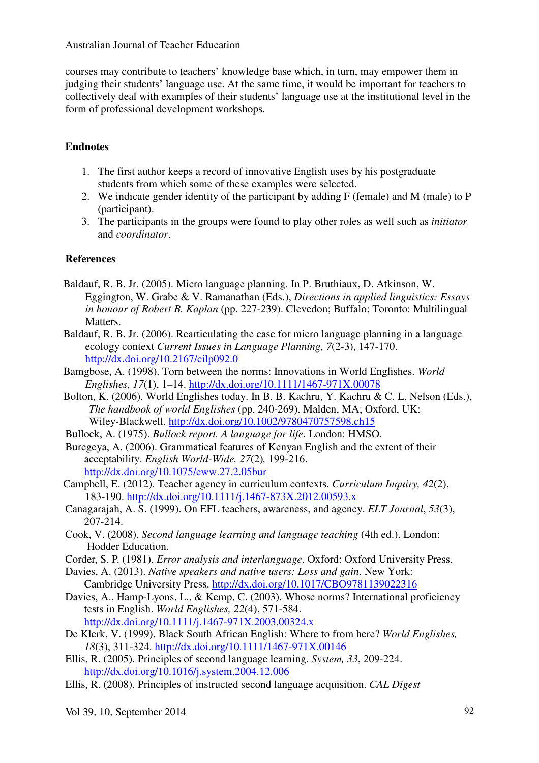courses may contribute to teachers' knowledge base which, in turn, may empower them in judging their students' language use. At the same time, it would be important for teachers to collectively deal with examples of their students' language use at the institutional level in the form of professional development workshops.

## Endnotes

1. The first author keeps a record of innovative English uses by his postgraduate students from which some of these examples were selected.
2. We indicate gender identity of the participant by adding F (female) and M (male) to P (participant).
3. The participants in the groups were found to play other roles as well such as *initiator* and *coordinator*.

## References

Baldauf, R. B. Jr. (2005). Micro language planning. In P. Bruthiaux, D. Atkinson, W. Eggington, W. Grabe & V. Ramanathan (Eds.), *Directions in applied linguistics: Essays in honour of Robert B. Kaplan* (pp. 227-239). Clevedon; Buffalo; Toronto: Multilingual Matters.

Baldauf, R. B. Jr. (2006). Rearticulating the case for micro language planning in a language ecology context *Current Issues in Language Planning, 7*(2-3), 147-170. http://dx.doi.org/10.2167/cilp092.0

Bamgbose, A. (1998). Torn between the norms: Innovations in World Englishes. *World Englishes, 17*(1), 1–14. http://dx.doi.org/10.1111/1467-971X.00078

Bolton, K. (2006). World Englishes today. In B. B. Kachru, Y. Kachru & C. L. Nelson (Eds.), *The handbook of world Englishes* (pp. 240-269). Malden, MA; Oxford, UK: Wiley-Blackwell. http://dx.doi.org/10.1002/9780470757598.ch15

Bullock, A. (1975). *Bullock report. A language for life*. London: HMSO.

Buregeya, A. (2006). Grammatical features of Kenyan English and the extent of their acceptability. *English World-Wide, 27*(2)*,* 199-216. http://dx.doi.org/10.1075/eww.27.2.05bur

Campbell, E. (2012). Teacher agency in curriculum contexts. *Curriculum Inquiry, 42*(2), 183-190. http://dx.doi.org/10.1111/j.1467-873X.2012.00593.x

Canagarajah, A. S. (1999). On EFL teachers, awareness, and agency. *ELT Journal*, *53*(3), 207-214.

Cook, V. (2008). *Second language learning and language teaching* (4th ed.). London: Hodder Education.

Corder, S. P. (1981). *Error analysis and interlanguage*. Oxford: Oxford University Press.

Davies, A. (2013). *Native speakers and native users: Loss and gain*. New York: Cambridge University Press. http://dx.doi.org/10.1017/CBO9781139022316

Davies, A., Hamp-Lyons, L., & Kemp, C. (2003). Whose norms? International proficiency tests in English. *World Englishes, 22*(4), 571-584. http://dx.doi.org/10.1111/j.1467-971X.2003.00324.x

De Klerk, V. (1999). Black South African English: Where to from here? *World Englishes, 18*(3), 311-324. http://dx.doi.org/10.1111/1467-971X.00146

Ellis, R. (2005). Principles of second language learning. *System, 33*, 209-224. http://dx.doi.org/10.1016/j.system.2004.12.006

Ellis, R. (2008). Principles of instructed second language acquisition. *CAL Digest*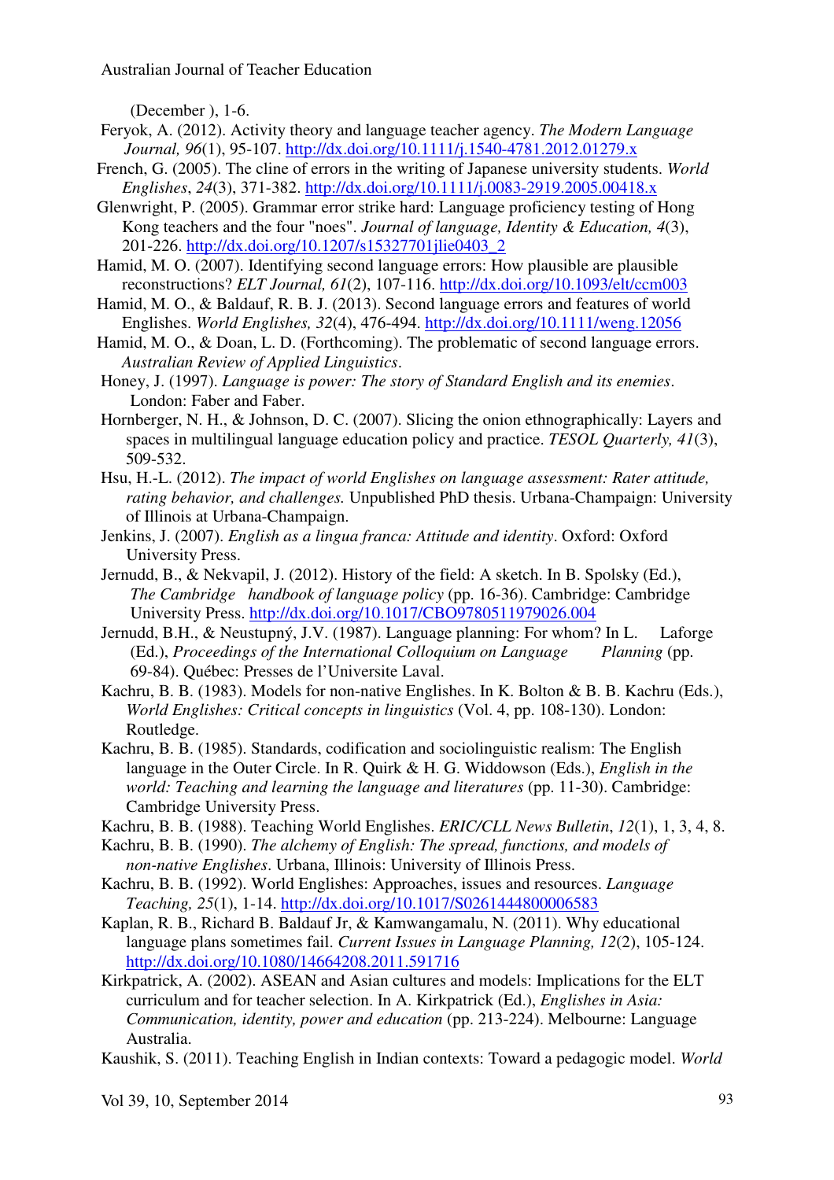(December ), 1-6.

Feryok, A. (2012). Activity theory and language teacher agency. *The Modern Language Journal, 96*(1), 95-107. http://dx.doi.org/10.1111/j.1540-4781.2012.01279.x

French, G. (2005). The cline of errors in the writing of Japanese university students. *World Englishes*, *24*(3), 371-382. http://dx.doi.org/10.1111/j.0083-2919.2005.00418.x

Glenwright, P. (2005). Grammar error strike hard: Language proficiency testing of Hong Kong teachers and the four "noes". *Journal of language, Identity & Education, 4*(3), 201-226. http://dx.doi.org/10.1207/s15327701jlie0403_2

Hamid, M. O. (2007). Identifying second language errors: How plausible are plausible reconstructions? *ELT Journal, 61*(2), 107-116. http://dx.doi.org/10.1093/elt/ccm003

Hamid, M. O., & Baldauf, R. B. J. (2013). Second language errors and features of world Englishes. *World Englishes, 32*(4), 476-494. http://dx.doi.org/10.1111/weng.12056

Hamid, M. O., & Doan, L. D. (Forthcoming). The problematic of second language errors. *Australian Review of Applied Linguistics*.

Honey, J. (1997). *Language is power: The story of Standard English and its enemies*. London: Faber and Faber.

Hornberger, N. H., & Johnson, D. C. (2007). Slicing the onion ethnographically: Layers and spaces in multilingual language education policy and practice. *TESOL Quarterly, 41*(3), 509-532.

Hsu, H.-L. (2012). *The impact of world Englishes on language assessment: Rater attitude, rating behavior, and challenges.* Unpublished PhD thesis. Urbana-Champaign: University of Illinois at Urbana-Champaign.

Jenkins, J. (2007). *English as a lingua franca: Attitude and identity*. Oxford: Oxford University Press.

Jernudd, B., & Nekvapil, J. (2012). History of the field: A sketch. In B. Spolsky (Ed.), *The Cambridge handbook of language policy* (pp. 16-36). Cambridge: Cambridge University Press. http://dx.doi.org/10.1017/CBO9780511979026.004

Jernudd, B.H., & Neustupný, J.V. (1987). Language planning: For whom? In L. Laforge (Ed.), *Proceedings of the International Colloquium on Language Planning* (pp. 69-84). Québec: Presses de l'Universite Laval.

Kachru, B. B. (1983). Models for non-native Englishes. In K. Bolton & B. B. Kachru (Eds.), *World Englishes: Critical concepts in linguistics* (Vol. 4, pp. 108-130). London: Routledge.

Kachru, B. B. (1985). Standards, codification and sociolinguistic realism: The English language in the Outer Circle. In R. Quirk & H. G. Widdowson (Eds.), *English in the world: Teaching and learning the language and literatures* (pp. 11-30). Cambridge: Cambridge University Press.

Kachru, B. B. (1988). Teaching World Englishes. *ERIC/CLL News Bulletin*, *12*(1), 1, 3, 4, 8.

Kachru, B. B. (1990). *The alchemy of English: The spread, functions, and models of non-native Englishes*. Urbana, Illinois: University of Illinois Press.

Kachru, B. B. (1992). World Englishes: Approaches, issues and resources. *Language Teaching, 25*(1), 1-14. http://dx.doi.org/10.1017/S0261444800006583

Kaplan, R. B., Richard B. Baldauf Jr, & Kamwangamalu, N. (2011). Why educational language plans sometimes fail. *Current Issues in Language Planning, 12*(2), 105-124. http://dx.doi.org/10.1080/14664208.2011.591716

Kirkpatrick, A. (2002). ASEAN and Asian cultures and models: Implications for the ELT curriculum and for teacher selection. In A. Kirkpatrick (Ed.), *Englishes in Asia: Communication, identity, power and education* (pp. 213-224). Melbourne: Language Australia.

Kaushik, S. (2011). Teaching English in Indian contexts: Toward a pedagogic model. *World*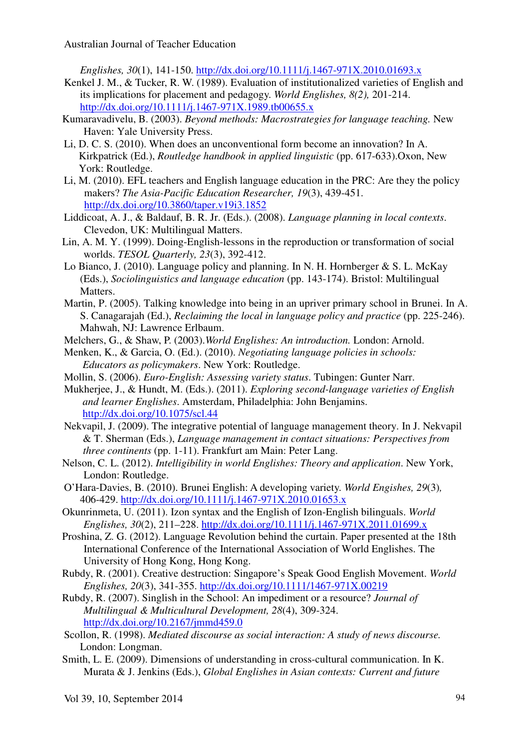*Englishes, 30*(1), 141-150. http://dx.doi.org/10.1111/j.1467-971X.2010.01693.x

Kenkel J. M., & Tucker, R. W. (1989). Evaluation of institutionalized varieties of English and its implications for placement and pedagogy. *World Englishes, 8(2),* 201-214. http://dx.doi.org/10.1111/j.1467-971X.1989.tb00655.x

Kumaravadivelu, B. (2003). *Beyond methods: Macrostrategies for language teaching.* New Haven: Yale University Press.

Li, D. C. S. (2010). When does an unconventional form become an innovation? In A. Kirkpatrick (Ed.), *Routledge handbook in applied linguistic* (pp. 617-633).Oxon, New York: Routledge.

Li, M. (2010). EFL teachers and English language education in the PRC: Are they the policy makers? *The Asia-Pacific Education Researcher, 19*(3), 439-451. http://dx.doi.org/10.3860/taper.v19i3.1852

Liddicoat, A. J., & Baldauf, B. R. Jr. (Eds.). (2008). *Language planning in local contexts*. Clevedon, UK: Multilingual Matters.

Lin, A. M. Y. (1999). Doing-English-lessons in the reproduction or transformation of social worlds. *TESOL Quarterly, 23*(3), 392-412.

Lo Bianco, J. (2010). Language policy and planning. In N. H. Hornberger & S. L. McKay (Eds.), *Sociolinguistics and language education* (pp. 143-174). Bristol: Multilingual Matters.

Martin, P. (2005). Talking knowledge into being in an upriver primary school in Brunei. In A. S. Canagarajah (Ed.), *Reclaiming the local in language policy and practice* (pp. 225-246). Mahwah, NJ: Lawrence Erlbaum.

Melchers, G., & Shaw, P. (2003).*World Englishes: An introduction.* London: Arnold.

Menken, K., & Garcia, O. (Ed.). (2010). *Negotiating language policies in schools: Educators as policymakers*. New York: Routledge.

Mollin, S. (2006). *Euro-English: Assessing variety status*. Tubingen: Gunter Narr.

Mukherjee, J., & Hundt, M. (Eds.). (2011). *Exploring second-language varieties of English and learner Englishes*. Amsterdam, Philadelphia: John Benjamins. http://dx.doi.org/10.1075/scl.44

Nekvapil, J. (2009). The integrative potential of language management theory. In J. Nekvapil & T. Sherman (Eds.), *Language management in contact situations: Perspectives from three continents* (pp. 1-11). Frankfurt am Main: Peter Lang.

Nelson, C. L. (2012). *Intelligibility in world Englishes: Theory and application*. New York, London: Routledge.

O'Hara-Davies, B. (2010). Brunei English: A developing variety. *World Engishes, 29*(3)*,* 406-429. http://dx.doi.org/10.1111/j.1467-971X.2010.01653.x

Okunrinmeta, U. (2011). Izon syntax and the English of Izon-English bilinguals. *World Englishes, 30*(2), 211–228. http://dx.doi.org/10.1111/j.1467-971X.2011.01699.x

Proshina, Z. G. (2012). Language Revolution behind the curtain. Paper presented at the 18th International Conference of the International Association of World Englishes. The University of Hong Kong, Hong Kong.

Rubdy, R. (2001). Creative destruction: Singapore's Speak Good English Movement. *World Englishes, 20*(3), 341-355. http://dx.doi.org/10.1111/1467-971X.00219

Rubdy, R. (2007). Singlish in the School: An impediment or a resource? *Journal of Multilingual & Multicultural Development, 28*(4), 309-324. http://dx.doi.org/10.2167/jmmd459.0

Scollon, R. (1998). *Mediated discourse as social interaction: A study of news discourse.* London: Longman.

Smith, L. E. (2009). Dimensions of understanding in cross-cultural communication. In K. Murata & J. Jenkins (Eds.), *Global Englishes in Asian contexts: Current and future*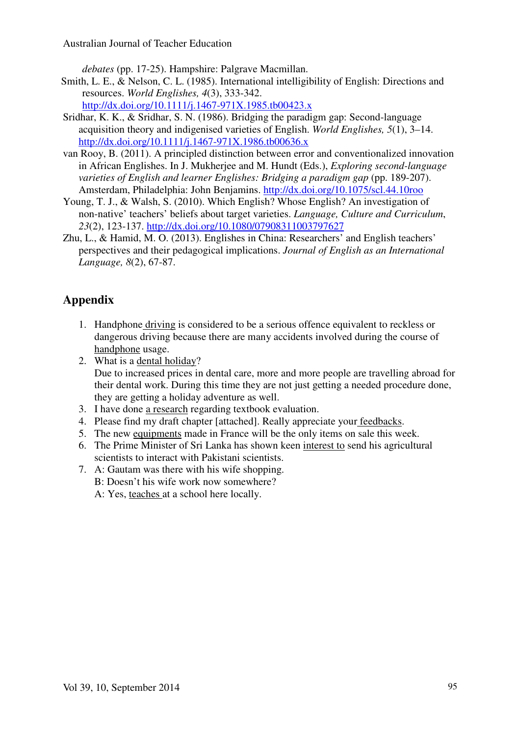*debates* (pp. 17-25). Hampshire: Palgrave Macmillan.

Smith, L. E., & Nelson, C. L. (1985). International intelligibility of English: Directions and resources. *World Englishes, 4*(3), 333-342. http://dx.doi.org/10.1111/j.1467-971X.1985.tb00423.x

Sridhar, K. K., & Sridhar, S. N. (1986). Bridging the paradigm gap: Second-language acquisition theory and indigenised varieties of English. *World Englishes, 5*(1), 3–14. http://dx.doi.org/10.1111/j.1467-971X.1986.tb00636.x

van Rooy, B. (2011). A principled distinction between error and conventionalized innovation in African Englishes. In J. Mukherjee and M. Hundt (Eds.), *Exploring second-language varieties of English and learner Englishes: Bridging a paradigm gap* (pp. 189-207). Amsterdam, Philadelphia: John Benjamins. http://dx.doi.org/10.1075/scl.44.10roo

Young, T. J., & Walsh, S. (2010). Which English? Whose English? An investigation of non-native' teachers' beliefs about target varieties. *Language, Culture and Curriculum*, *23*(2), 123-137. http://dx.doi.org/10.1080/07908311003797627

Zhu, L., & Hamid, M. O. (2013). Englishes in China: Researchers' and English teachers' perspectives and their pedagogical implications. *Journal of English as an International Language, 8*(2), 67-87.

## Appendix

1. Handphone <u>driving</u> is considered to be a serious offence equivalent to reckless or dangerous driving because there are many accidents involved during the course of <u>handphone</u> usage.
2. What is a <u>dental holiday</u>?
   Due to increased prices in dental care, more and more people are travelling abroad for their dental work. During this time they are not just getting a needed procedure done, they are getting a holiday adventure as well.
3. I have done <u>a research</u> regarding textbook evaluation.
4. Please find my draft chapter [attached]. Really appreciate your <u>feedbacks</u>.
5. The new <u>equipments</u> made in France will be the only items on sale this week.
6. The Prime Minister of Sri Lanka has shown keen <u>interest to</u> send his agricultural scientists to interact with Pakistani scientists.
7. A: Gautam was there with his wife shopping.
   B: Doesn't his wife work now somewhere?
   A: Yes, <u>teaches</u> at a school here locally.